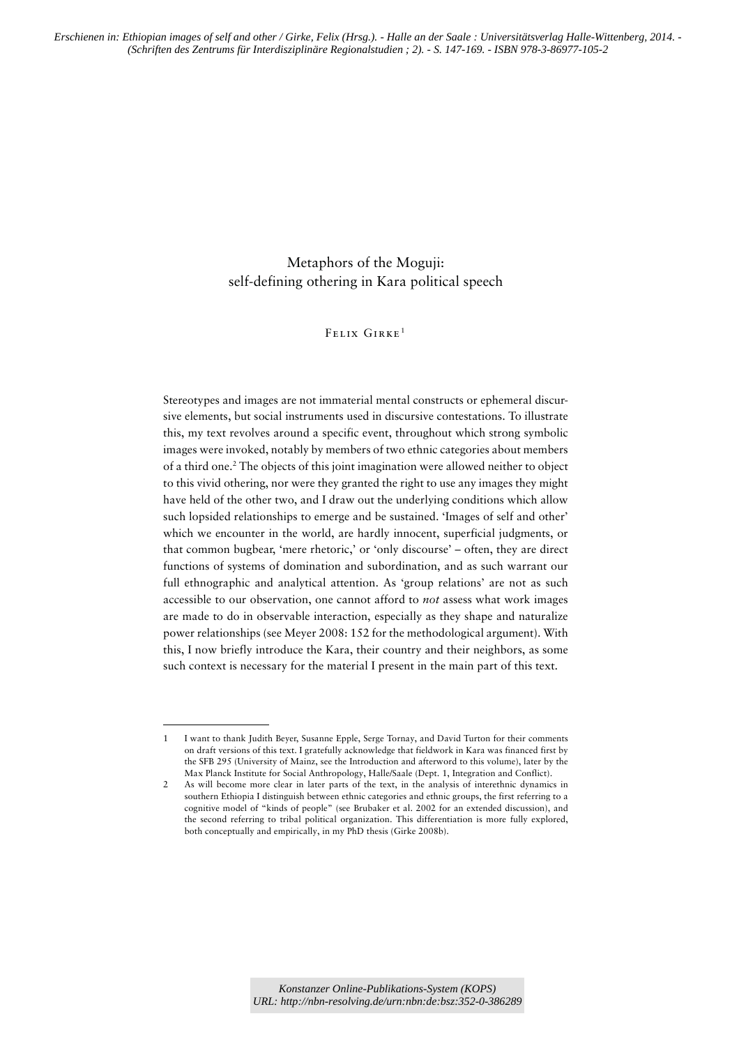*Erschienen in: Ethiopian images of self and other / Girke, Felix (Hrsg.). - Halle an der Saale : Universitätsverlag Halle-Wittenberg, 2014. - (Schriften des Zentrums für Interdisziplinäre Regionalstudien ; 2). - S. 147-169. - ISBN 978-3-86977-105-2*

# Metaphors of the Moguji: self-defining othering in Kara political speech

Felix Girke[1]

Stereotypes and images are not immaterial mental constructs or ephemeral discursive elements, but social instruments used in discursive contestations. To illustrate this, my text revolves around a specific event, throughout which strong symbolic images were invoked, notably by members of two ethnic categories about members of a third one.[2] The objects of this joint imagination were allowed neither to object to this vivid othering, nor were they granted the right to use any images they might have held of the other two, and I draw out the underlying conditions which allow such lopsided relationships to emerge and be sustained. 'Images of self and other' which we encounter in the world, are hardly innocent, superficial judgments, or that common bugbear, 'mere rhetoric,' or 'only discourse' – often, they are direct functions of systems of domination and subordination, and as such warrant our full ethnographic and analytical attention. As 'group relations' are not as such accessible to our observation, one cannot afford to *not* assess what work images are made to do in observable interaction, especially as they shape and naturalize power relationships (see Meyer 2008: 152 for the methodological argument). With this, I now briefly introduce the Kara, their country and their neighbors, as some such context is necessary for the material I present in the main part of this text.

---

1 I want to thank Judith Beyer, Susanne Epple, Serge Tornay, and David Turton for their comments on draft versions of this text. I gratefully acknowledge that fieldwork in Kara was financed first by the SFB 295 (University of Mainz, see the Introduction and afterword to this volume), later by the Max Planck Institute for Social Anthropology, Halle/Saale (Dept. 1, Integration and Conflict).

2 As will become more clear in later parts of the text, in the analysis of interethnic dynamics in southern Ethiopia I distinguish between ethnic categories and ethnic groups, the first referring to a cognitive model of "kinds of people" (see Brubaker et al. 2002 for an extended discussion), and the second referring to tribal political organization. This differentiation is more fully explored, both conceptually and empirically, in my PhD thesis (Girke 2008b).

*Konstanzer Online-Publikations-System (KOPS)*
*URL: http://nbn-resolving.de/urn:nbn:de:bsz:352-0-386289*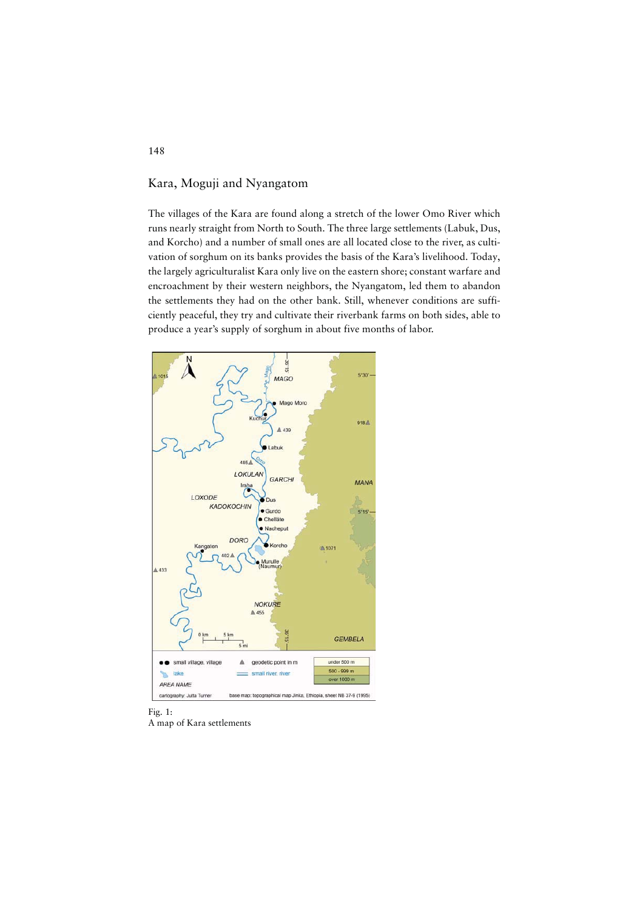## Kara, Moguji and Nyangatom

The villages of the Kara are found along a stretch of the lower Omo River which runs nearly straight from North to South. The three large settlements (Labuk, Dus, and Korcho) and a number of small ones are all located close to the river, as cultivation of sorghum on its banks provides the basis of the Kara's livelihood. Today, the largely agriculturalist Kara only live on the eastern shore; constant warfare and encroachment by their western neighbors, the Nyangatom, led them to abandon the settlements they had on the other bank. Still, whenever conditions are sufficiently peaceful, they try and cultivate their riverbank farms on both sides, able to produce a year's supply of sorghum in about five months of labor.

Fig. 1:
A map of Kara settlements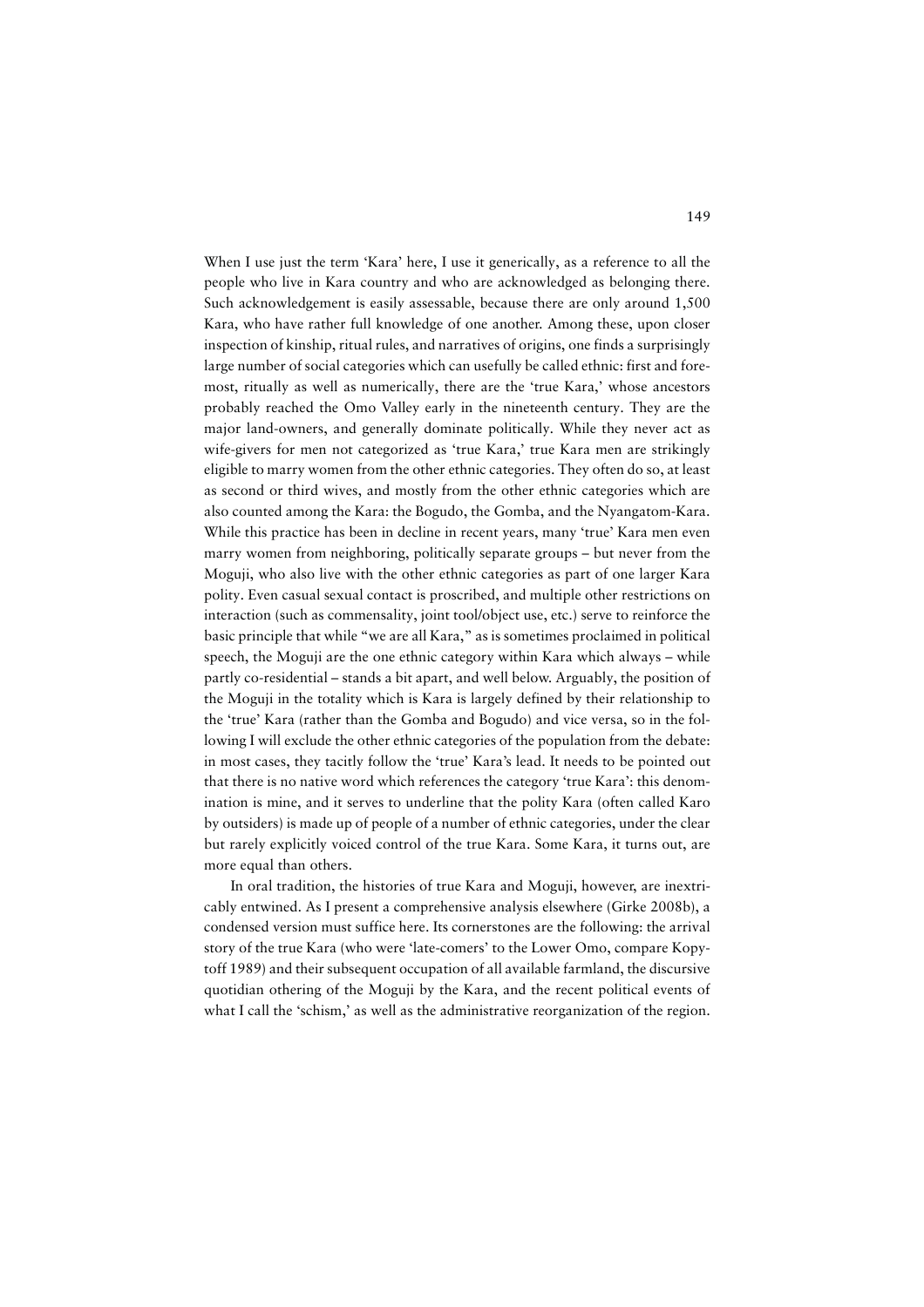When I use just the term 'Kara' here, I use it generically, as a reference to all the people who live in Kara country and who are acknowledged as belonging there. Such acknowledgement is easily assessable, because there are only around 1,500 Kara, who have rather full knowledge of one another. Among these, upon closer inspection of kinship, ritual rules, and narratives of origins, one finds a surprisingly large number of social categories which can usefully be called ethnic: first and foremost, ritually as well as numerically, there are the 'true Kara,' whose ancestors probably reached the Omo Valley early in the nineteenth century. They are the major land-owners, and generally dominate politically. While they never act as wife-givers for men not categorized as 'true Kara,' true Kara men are strikingly eligible to marry women from the other ethnic categories. They often do so, at least as second or third wives, and mostly from the other ethnic categories which are also counted among the Kara: the Bogudo, the Gomba, and the Nyangatom-Kara. While this practice has been in decline in recent years, many 'true' Kara men even marry women from neighboring, politically separate groups – but never from the Moguji, who also live with the other ethnic categories as part of one larger Kara polity. Even casual sexual contact is proscribed, and multiple other restrictions on interaction (such as commensality, joint tool/object use, etc.) serve to reinforce the basic principle that while "we are all Kara," as is sometimes proclaimed in political speech, the Moguji are the one ethnic category within Kara which always – while partly co-residential – stands a bit apart, and well below. Arguably, the position of the Moguji in the totality which is Kara is largely defined by their relationship to the 'true' Kara (rather than the Gomba and Bogudo) and vice versa, so in the following I will exclude the other ethnic categories of the population from the debate: in most cases, they tacitly follow the 'true' Kara's lead. It needs to be pointed out that there is no native word which references the category 'true Kara': this denomination is mine, and it serves to underline that the polity Kara (often called Karo by outsiders) is made up of people of a number of ethnic categories, under the clear but rarely explicitly voiced control of the true Kara. Some Kara, it turns out, are more equal than others.

In oral tradition, the histories of true Kara and Moguji, however, are inextricably entwined. As I present a comprehensive analysis elsewhere (Girke 2008b), a condensed version must suffice here. Its cornerstones are the following: the arrival story of the true Kara (who were 'late-comers' to the Lower Omo, compare Kopytoff 1989) and their subsequent occupation of all available farmland, the discursive quotidian othering of the Moguji by the Kara, and the recent political events of what I call the 'schism,' as well as the administrative reorganization of the region.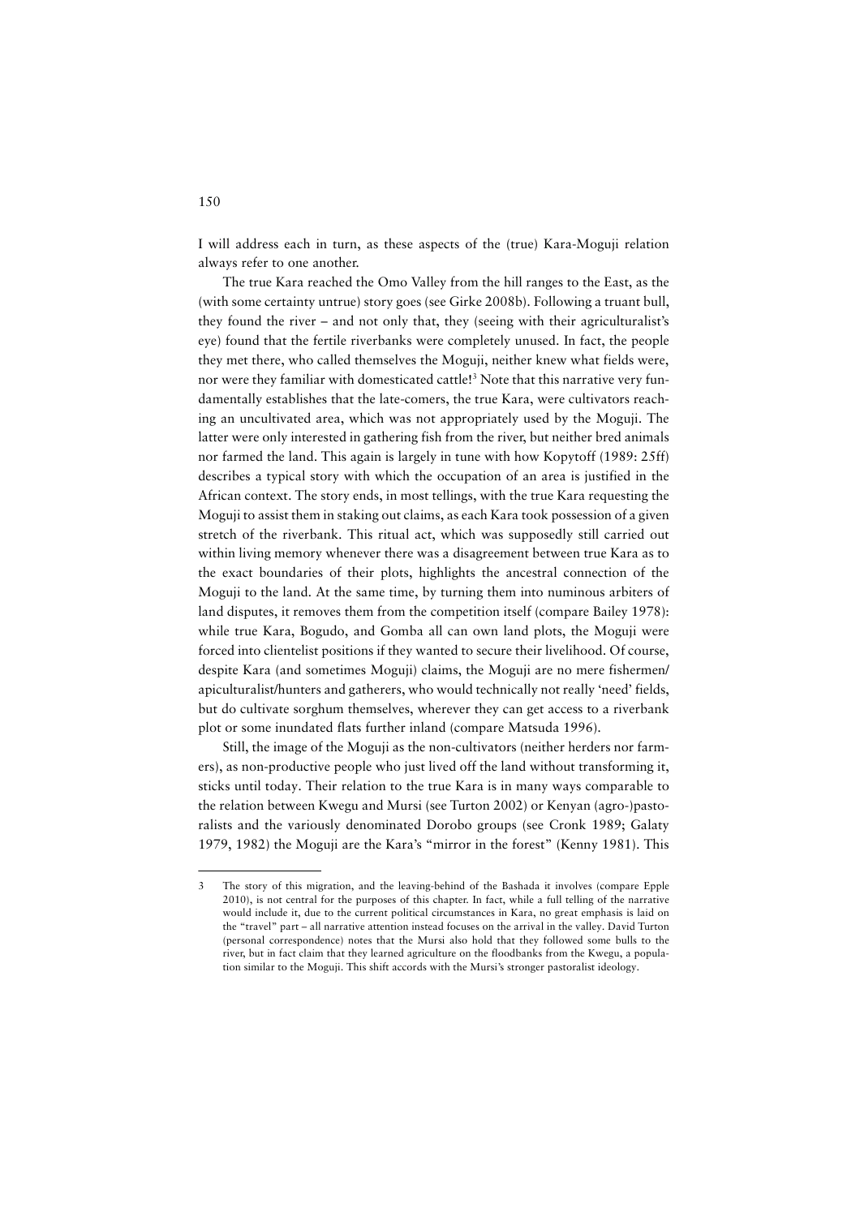I will address each in turn, as these aspects of the (true) Kara-Moguji relation always refer to one another.

The true Kara reached the Omo Valley from the hill ranges to the East, as the (with some certainty untrue) story goes (see Girke 2008b). Following a truant bull, they found the river – and not only that, they (seeing with their agriculturalist's eye) found that the fertile riverbanks were completely unused. In fact, the people they met there, who called themselves the Moguji, neither knew what fields were, nor were they familiar with domesticated cattle![3] Note that this narrative very fundamentally establishes that the late-comers, the true Kara, were cultivators reaching an uncultivated area, which was not appropriately used by the Moguji. The latter were only interested in gathering fish from the river, but neither bred animals nor farmed the land. This again is largely in tune with how Kopytoff (1989: 25ff) describes a typical story with which the occupation of an area is justified in the African context. The story ends, in most tellings, with the true Kara requesting the Moguji to assist them in staking out claims, as each Kara took possession of a given stretch of the riverbank. This ritual act, which was supposedly still carried out within living memory whenever there was a disagreement between true Kara as to the exact boundaries of their plots, highlights the ancestral connection of the Moguji to the land. At the same time, by turning them into numinous arbiters of land disputes, it removes them from the competition itself (compare Bailey 1978): while true Kara, Bogudo, and Gomba all can own land plots, the Moguji were forced into clientelist positions if they wanted to secure their livelihood. Of course, despite Kara (and sometimes Moguji) claims, the Moguji are no mere fishermen/apiculturalist/hunters and gatherers, who would technically not really 'need' fields, but do cultivate sorghum themselves, wherever they can get access to a riverbank plot or some inundated flats further inland (compare Matsuda 1996).

Still, the image of the Moguji as the non-cultivators (neither herders nor farmers), as non-productive people who just lived off the land without transforming it, sticks until today. Their relation to the true Kara is in many ways comparable to the relation between Kwegu and Mursi (see Turton 2002) or Kenyan (agro-)pastoralists and the variously denominated Dorobo groups (see Cronk 1989; Galaty 1979, 1982) the Moguji are the Kara's "mirror in the forest" (Kenny 1981). This

---

3 The story of this migration, and the leaving-behind of the Bashada it involves (compare Epple 2010), is not central for the purposes of this chapter. In fact, while a full telling of the narrative would include it, due to the current political circumstances in Kara, no great emphasis is laid on the "travel" part – all narrative attention instead focuses on the arrival in the valley. David Turton (personal correspondence) notes that the Mursi also hold that they followed some bulls to the river, but in fact claim that they learned agriculture on the floodbanks from the Kwegu, a population similar to the Moguji. This shift accords with the Mursi's stronger pastoralist ideology.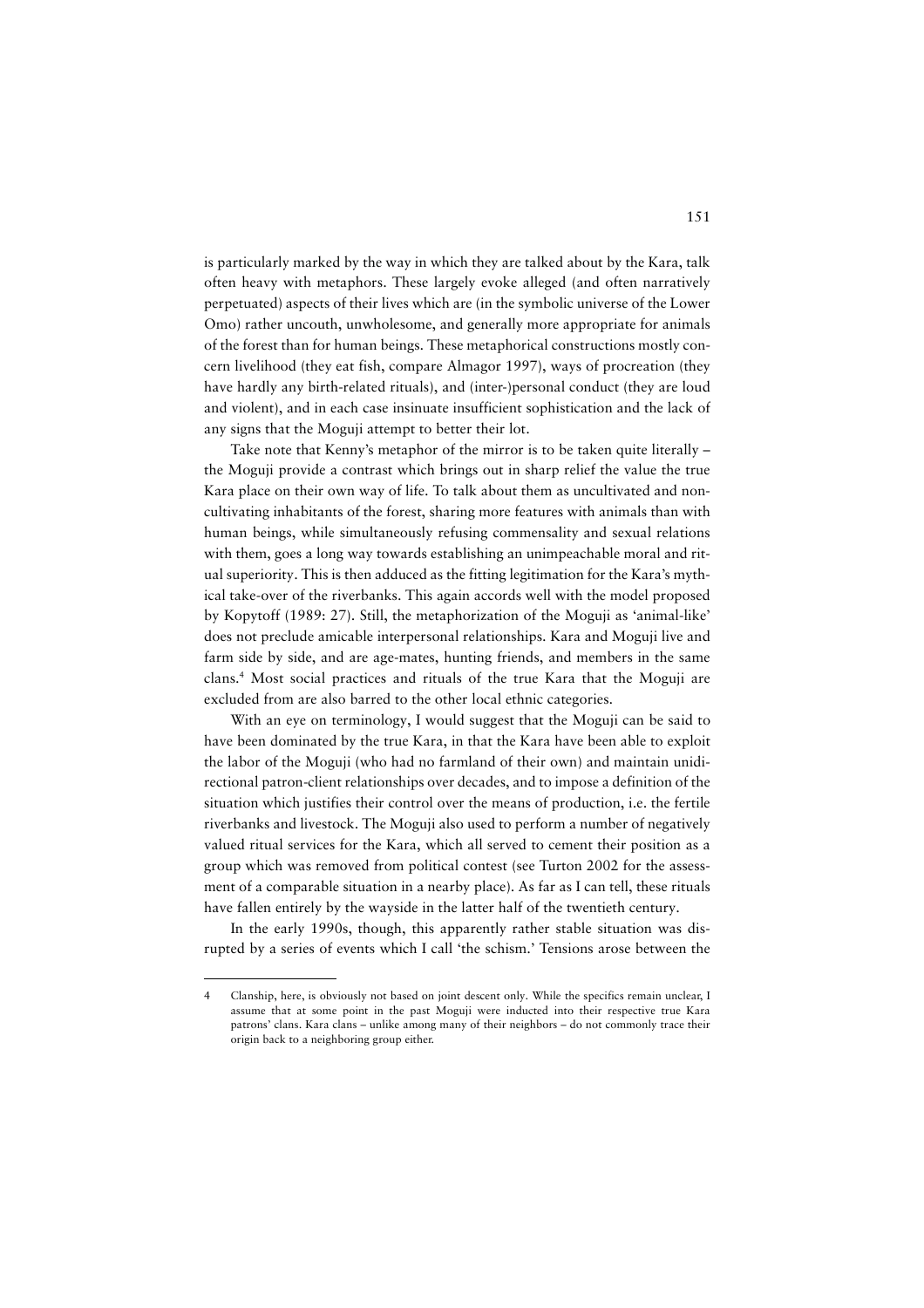is particularly marked by the way in which they are talked about by the Kara, talk often heavy with metaphors. These largely evoke alleged (and often narratively perpetuated) aspects of their lives which are (in the symbolic universe of the Lower Omo) rather uncouth, unwholesome, and generally more appropriate for animals of the forest than for human beings. These metaphorical constructions mostly concern livelihood (they eat fish, compare Almagor 1997), ways of procreation (they have hardly any birth-related rituals), and (inter-)personal conduct (they are loud and violent), and in each case insinuate insufficient sophistication and the lack of any signs that the Moguji attempt to better their lot.

Take note that Kenny's metaphor of the mirror is to be taken quite literally – the Moguji provide a contrast which brings out in sharp relief the value the true Kara place on their own way of life. To talk about them as uncultivated and non-cultivating inhabitants of the forest, sharing more features with animals than with human beings, while simultaneously refusing commensality and sexual relations with them, goes a long way towards establishing an unimpeachable moral and ritual superiority. This is then adduced as the fitting legitimation for the Kara's mythical take-over of the riverbanks. This again accords well with the model proposed by Kopytoff (1989: 27). Still, the metaphorization of the Moguji as 'animal-like' does not preclude amicable interpersonal relationships. Kara and Moguji live and farm side by side, and are age-mates, hunting friends, and members in the same clans.[4] Most social practices and rituals of the true Kara that the Moguji are excluded from are also barred to the other local ethnic categories.

With an eye on terminology, I would suggest that the Moguji can be said to have been dominated by the true Kara, in that the Kara have been able to exploit the labor of the Moguji (who had no farmland of their own) and maintain unidirectional patron-client relationships over decades, and to impose a definition of the situation which justifies their control over the means of production, i.e. the fertile riverbanks and livestock. The Moguji also used to perform a number of negatively valued ritual services for the Kara, which all served to cement their position as a group which was removed from political contest (see Turton 2002 for the assessment of a comparable situation in a nearby place). As far as I can tell, these rituals have fallen entirely by the wayside in the latter half of the twentieth century.

In the early 1990s, though, this apparently rather stable situation was disrupted by a series of events which I call 'the schism.' Tensions arose between the

---

4 Clanship, here, is obviously not based on joint descent only. While the specifics remain unclear, I assume that at some point in the past Moguji were inducted into their respective true Kara patrons' clans. Kara clans – unlike among many of their neighbors – do not commonly trace their origin back to a neighboring group either.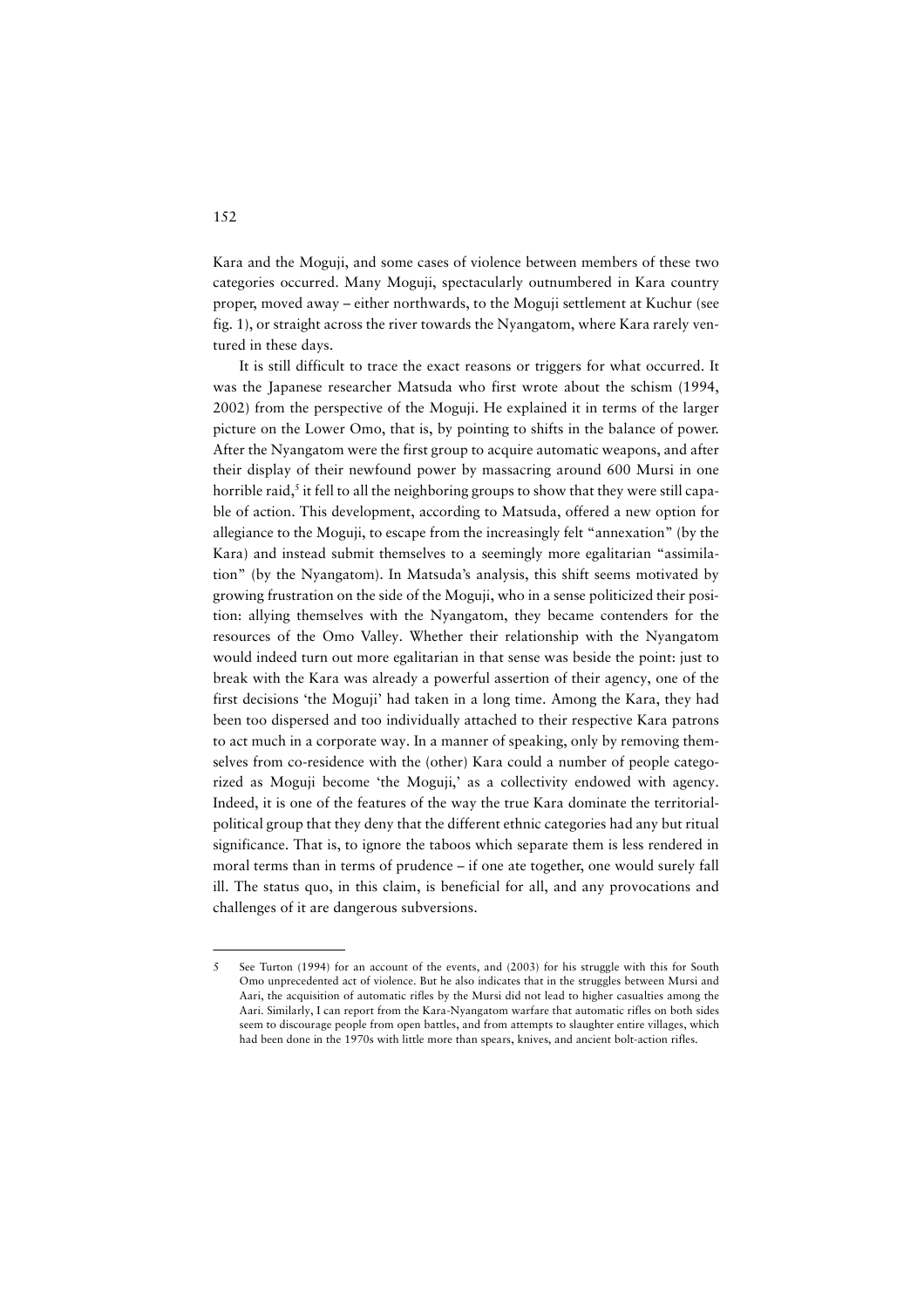Kara and the Moguji, and some cases of violence between members of these two categories occurred. Many Moguji, spectacularly outnumbered in Kara country proper, moved away – either northwards, to the Moguji settlement at Kuchur (see fig. 1), or straight across the river towards the Nyangatom, where Kara rarely ventured in these days.

It is still difficult to trace the exact reasons or triggers for what occurred. It was the Japanese researcher Matsuda who first wrote about the schism (1994, 2002) from the perspective of the Moguji. He explained it in terms of the larger picture on the Lower Omo, that is, by pointing to shifts in the balance of power. After the Nyangatom were the first group to acquire automatic weapons, and after their display of their newfound power by massacring around 600 Mursi in one horrible raid,[5] it fell to all the neighboring groups to show that they were still capable of action. This development, according to Matsuda, offered a new option for allegiance to the Moguji, to escape from the increasingly felt "annexation" (by the Kara) and instead submit themselves to a seemingly more egalitarian "assimilation" (by the Nyangatom). In Matsuda's analysis, this shift seems motivated by growing frustration on the side of the Moguji, who in a sense politicized their position: allying themselves with the Nyangatom, they became contenders for the resources of the Omo Valley. Whether their relationship with the Nyangatom would indeed turn out more egalitarian in that sense was beside the point: just to break with the Kara was already a powerful assertion of their agency, one of the first decisions 'the Moguji' had taken in a long time. Among the Kara, they had been too dispersed and too individually attached to their respective Kara patrons to act much in a corporate way. In a manner of speaking, only by removing themselves from co-residence with the (other) Kara could a number of people categorized as Moguji become 'the Moguji,' as a collectivity endowed with agency. Indeed, it is one of the features of the way the true Kara dominate the territorial-political group that they deny that the different ethnic categories had any but ritual significance. That is, to ignore the taboos which separate them is less rendered in moral terms than in terms of prudence – if one ate together, one would surely fall ill. The status quo, in this claim, is beneficial for all, and any provocations and challenges of it are dangerous subversions.

---

5 See Turton (1994) for an account of the events, and (2003) for his struggle with this for South Omo unprecedented act of violence. But he also indicates that in the struggles between Mursi and Aari, the acquisition of automatic rifles by the Mursi did not lead to higher casualties among the Aari. Similarly, I can report from the Kara-Nyangatom warfare that automatic rifles on both sides seem to discourage people from open battles, and from attempts to slaughter entire villages, which had been done in the 1970s with little more than spears, knives, and ancient bolt-action rifles.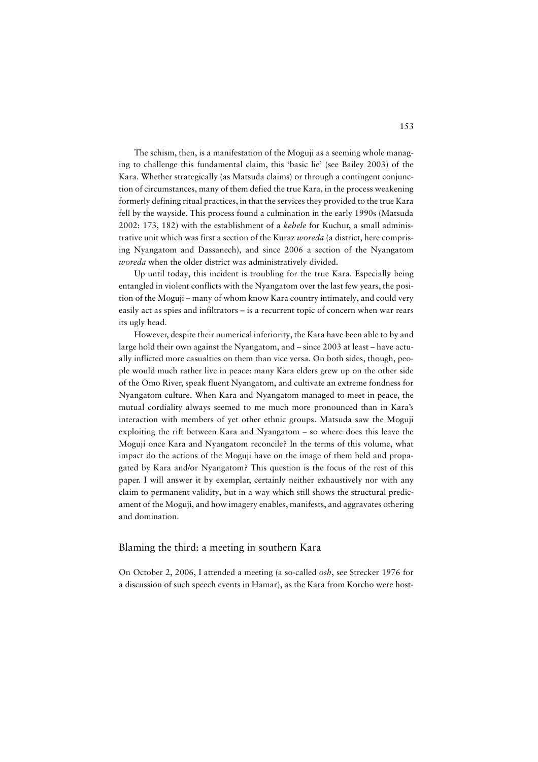The schism, then, is a manifestation of the Moguji as a seeming whole managing to challenge this fundamental claim, this 'basic lie' (see Bailey 2003) of the Kara. Whether strategically (as Matsuda claims) or through a contingent conjunction of circumstances, many of them defied the true Kara, in the process weakening formerly defining ritual practices, in that the services they provided to the true Kara fell by the wayside. This process found a culmination in the early 1990s (Matsuda 2002: 173, 182) with the establishment of a *kebele* for Kuchur, a small administrative unit which was first a section of the Kuraz *woreda* (a district, here comprising Nyangatom and Dassanech), and since 2006 a section of the Nyangatom *woreda* when the older district was administratively divided.

Up until today, this incident is troubling for the true Kara. Especially being entangled in violent conflicts with the Nyangatom over the last few years, the position of the Moguji – many of whom know Kara country intimately, and could very easily act as spies and infiltrators – is a recurrent topic of concern when war rears its ugly head.

However, despite their numerical inferiority, the Kara have been able to by and large hold their own against the Nyangatom, and – since 2003 at least – have actually inflicted more casualties on them than vice versa. On both sides, though, people would much rather live in peace: many Kara elders grew up on the other side of the Omo River, speak fluent Nyangatom, and cultivate an extreme fondness for Nyangatom culture. When Kara and Nyangatom managed to meet in peace, the mutual cordiality always seemed to me much more pronounced than in Kara's interaction with members of yet other ethnic groups. Matsuda saw the Moguji exploiting the rift between Kara and Nyangatom – so where does this leave the Moguji once Kara and Nyangatom reconcile? In the terms of this volume, what impact do the actions of the Moguji have on the image of them held and propagated by Kara and/or Nyangatom? This question is the focus of the rest of this paper. I will answer it by exemplar, certainly neither exhaustively nor with any claim to permanent validity, but in a way which still shows the structural predicament of the Moguji, and how imagery enables, manifests, and aggravates othering and domination.

## Blaming the third: a meeting in southern Kara

On October 2, 2006, I attended a meeting (a so-called *osh*, see Strecker 1976 for a discussion of such speech events in Hamar), as the Kara from Korcho were host-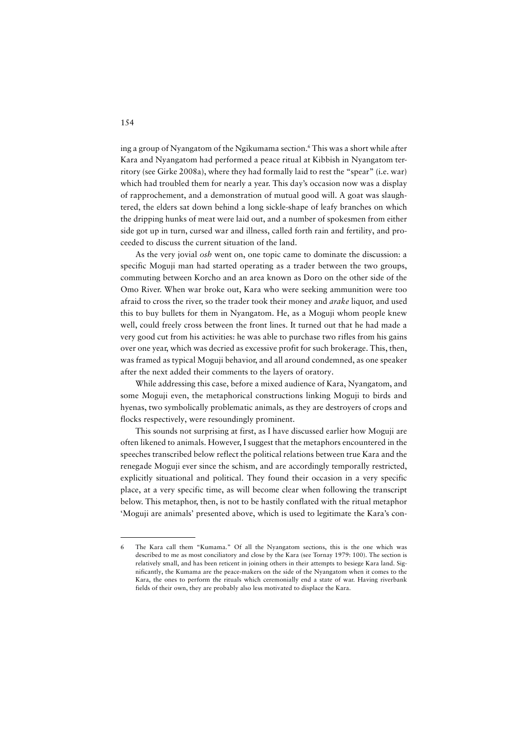ing a group of Nyangatom of the Ngikumama section.[6] This was a short while after Kara and Nyangatom had performed a peace ritual at Kibbish in Nyangatom territory (see Girke 2008a), where they had formally laid to rest the "spear" (i.e. war) which had troubled them for nearly a year. This day's occasion now was a display of rapprochement, and a demonstration of mutual good will. A goat was slaughtered, the elders sat down behind a long sickle-shape of leafy branches on which the dripping hunks of meat were laid out, and a number of spokesmen from either side got up in turn, cursed war and illness, called forth rain and fertility, and proceeded to discuss the current situation of the land.

As the very jovial *osh* went on, one topic came to dominate the discussion: a specific Moguji man had started operating as a trader between the two groups, commuting between Korcho and an area known as Doro on the other side of the Omo River. When war broke out, Kara who were seeking ammunition were too afraid to cross the river, so the trader took their money and *arake* liquor, and used this to buy bullets for them in Nyangatom. He, as a Moguji whom people knew well, could freely cross between the front lines. It turned out that he had made a very good cut from his activities: he was able to purchase two rifles from his gains over one year, which was decried as excessive profit for such brokerage. This, then, was framed as typical Moguji behavior, and all around condemned, as one speaker after the next added their comments to the layers of oratory.

While addressing this case, before a mixed audience of Kara, Nyangatom, and some Moguji even, the metaphorical constructions linking Moguji to birds and hyenas, two symbolically problematic animals, as they are destroyers of crops and flocks respectively, were resoundingly prominent.

This sounds not surprising at first, as I have discussed earlier how Moguji are often likened to animals. However, I suggest that the metaphors encountered in the speeches transcribed below reflect the political relations between true Kara and the renegade Moguji ever since the schism, and are accordingly temporally restricted, explicitly situational and political. They found their occasion in a very specific place, at a very specific time, as will become clear when following the transcript below. This metaphor, then, is not to be hastily conflated with the ritual metaphor 'Moguji are animals' presented above, which is used to legitimate the Kara's con-

---

6 The Kara call them "Kumama." Of all the Nyangatom sections, this is the one which was described to me as most conciliatory and close by the Kara (see Tornay 1979: 100). The section is relatively small, and has been reticent in joining others in their attempts to besiege Kara land. Significantly, the Kumama are the peace-makers on the side of the Nyangatom when it comes to the Kara, the ones to perform the rituals which ceremonially end a state of war. Having riverbank fields of their own, they are probably also less motivated to displace the Kara.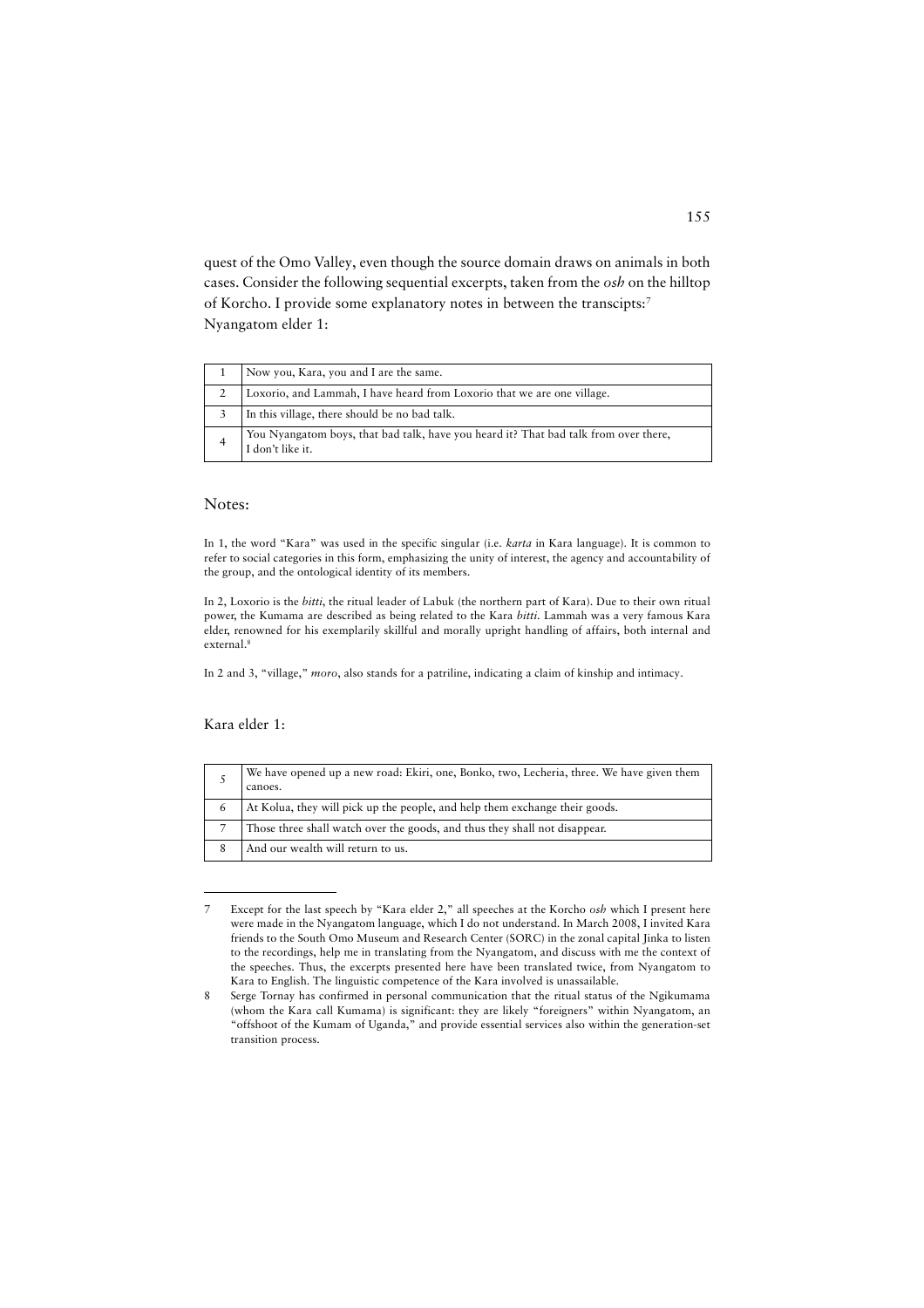quest of the Omo Valley, even though the source domain draws on animals in both cases. Consider the following sequential excerpts, taken from the *osh* on the hilltop of Korcho. I provide some explanatory notes in between the transcipts:[7]

Nyangatom elder 1:

| | |
|---|---|
| 1 | Now you, Kara, you and I are the same. |
| 2 | Loxorio, and Lammah, I have heard from Loxorio that we are one village. |
| 3 | In this village, there should be no bad talk. |
| 4 | You Nyangatom boys, that bad talk, have you heard it? That bad talk from over there, I don't like it. |

Notes:

In 1, the word "Kara" was used in the specific singular (i.e. *karta* in Kara language). It is common to refer to social categories in this form, emphasizing the unity of interest, the agency and accountability of the group, and the ontological identity of its members.

In 2, Loxorio is the *bitti*, the ritual leader of Labuk (the northern part of Kara). Due to their own ritual power, the Kumama are described as being related to the Kara *bitti*. Lammah was a very famous Kara elder, renowned for his exemplarily skillful and morally upright handling of affairs, both internal and external.[8]

In 2 and 3, "village," *moro*, also stands for a patriline, indicating a claim of kinship and intimacy.

Kara elder 1:

| | |
|---|---|
| 5 | We have opened up a new road: Ekiri, one, Bonko, two, Lecheria, three. We have given them canoes. |
| 6 | At Kolua, they will pick up the people, and help them exchange their goods. |
| 7 | Those three shall watch over the goods, and thus they shall not disappear. |
| 8 | And our wealth will return to us. |

---

7 Except for the last speech by "Kara elder 2," all speeches at the Korcho *osh* which I present here were made in the Nyangatom language, which I do not understand. In March 2008, I invited Kara friends to the South Omo Museum and Research Center (SORC) in the zonal capital Jinka to listen to the recordings, help me in translating from the Nyangatom, and discuss with me the context of the speeches. Thus, the excerpts presented here have been translated twice, from Nyangatom to Kara to English. The linguistic competence of the Kara involved is unassailable.

8 Serge Tornay has confirmed in personal communication that the ritual status of the Ngikumama (whom the Kara call Kumama) is significant: they are likely "foreigners" within Nyangatom, an "offshoot of the Kumam of Uganda," and provide essential services also within the generation-set transition process.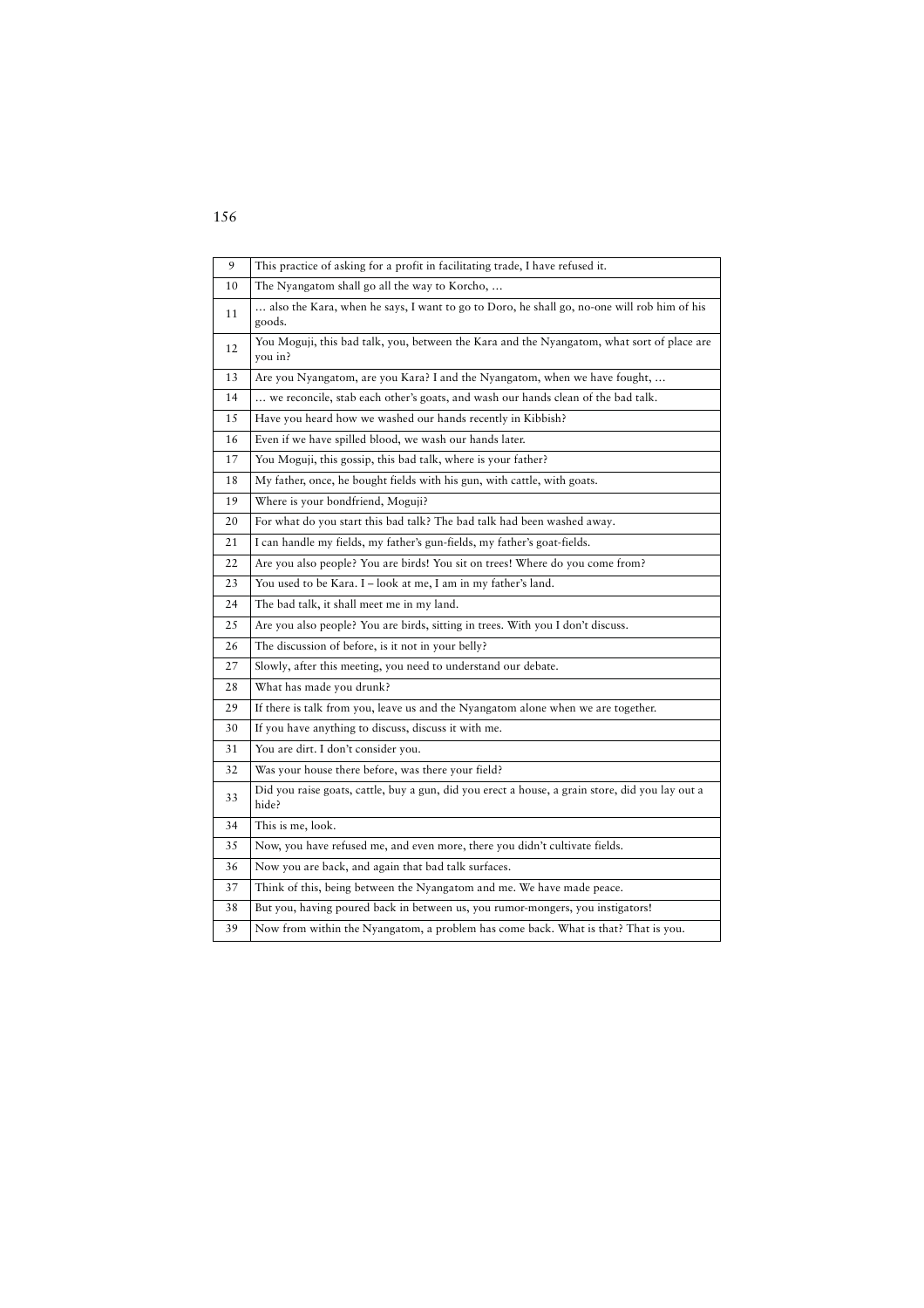| | |
|---|---|
| 9 | This practice of asking for a profit in facilitating trade, I have refused it. |
| 10 | The Nyangatom shall go all the way to Korcho, … |
| 11 | … also the Kara, when he says, I want to go to Doro, he shall go, no-one will rob him of his goods. |
| 12 | You Moguji, this bad talk, you, between the Kara and the Nyangatom, what sort of place are you in? |
| 13 | Are you Nyangatom, are you Kara? I and the Nyangatom, when we have fought, … |
| 14 | … we reconcile, stab each other's goats, and wash our hands clean of the bad talk. |
| 15 | Have you heard how we washed our hands recently in Kibbish? |
| 16 | Even if we have spilled blood, we wash our hands later. |
| 17 | You Moguji, this gossip, this bad talk, where is your father? |
| 18 | My father, once, he bought fields with his gun, with cattle, with goats. |
| 19 | Where is your bondfriend, Moguji? |
| 20 | For what do you start this bad talk? The bad talk had been washed away. |
| 21 | I can handle my fields, my father's gun-fields, my father's goat-fields. |
| 22 | Are you also people? You are birds! You sit on trees! Where do you come from? |
| 23 | You used to be Kara. I – look at me, I am in my father's land. |
| 24 | The bad talk, it shall meet me in my land. |
| 25 | Are you also people? You are birds, sitting in trees. With you I don't discuss. |
| 26 | The discussion of before, is it not in your belly? |
| 27 | Slowly, after this meeting, you need to understand our debate. |
| 28 | What has made you drunk? |
| 29 | If there is talk from you, leave us and the Nyangatom alone when we are together. |
| 30 | If you have anything to discuss, discuss it with me. |
| 31 | You are dirt. I don't consider you. |
| 32 | Was your house there before, was there your field? |
| 33 | Did you raise goats, cattle, buy a gun, did you erect a house, a grain store, did you lay out a hide? |
| 34 | This is me, look. |
| 35 | Now, you have refused me, and even more, there you didn't cultivate fields. |
| 36 | Now you are back, and again that bad talk surfaces. |
| 37 | Think of this, being between the Nyangatom and me. We have made peace. |
| 38 | But you, having poured back in between us, you rumor-mongers, you instigators! |
| 39 | Now from within the Nyangatom, a problem has come back. What is that? That is you. |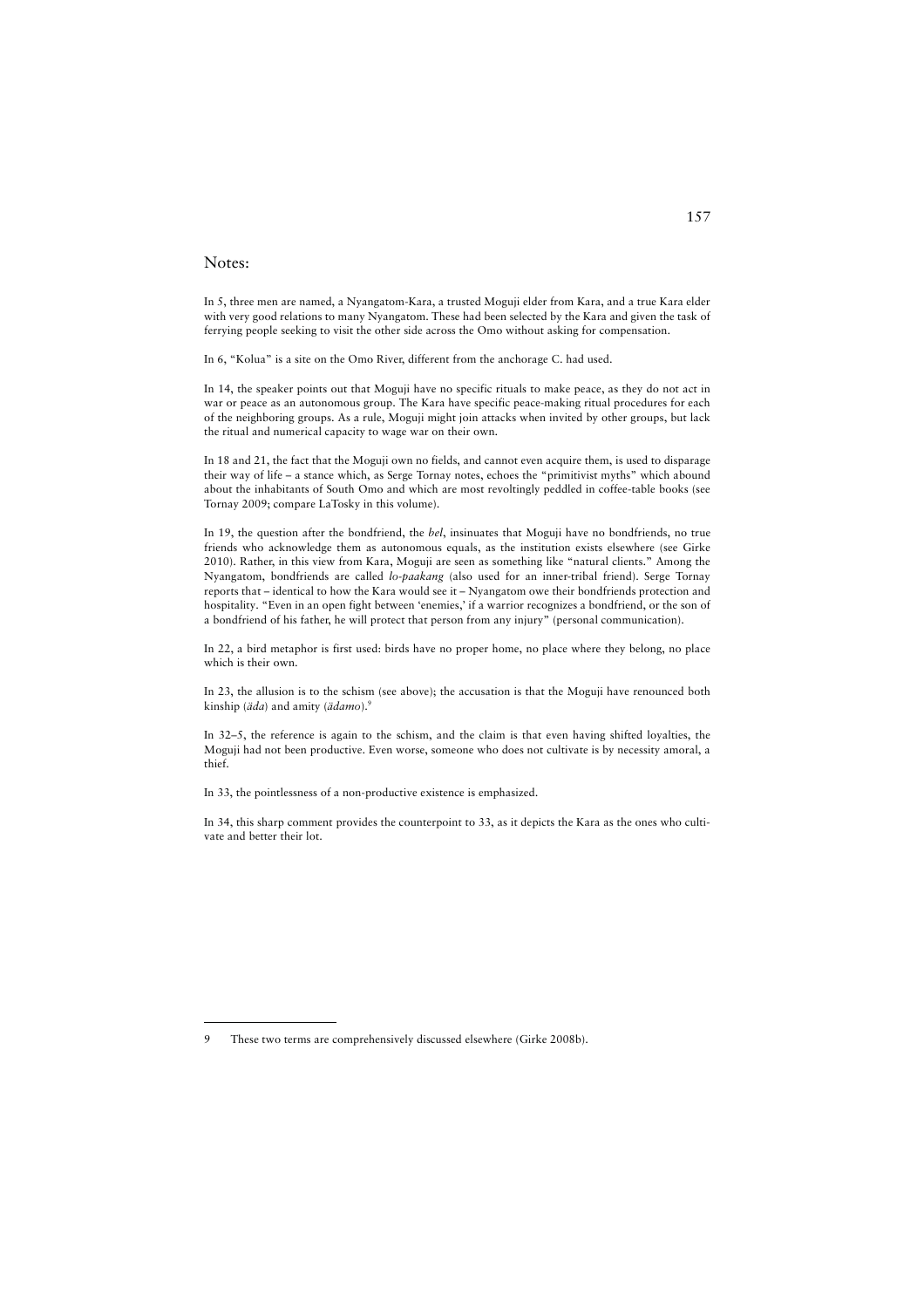## Notes:

In 5, three men are named, a Nyangatom-Kara, a trusted Moguji elder from Kara, and a true Kara elder with very good relations to many Nyangatom. These had been selected by the Kara and given the task of ferrying people seeking to visit the other side across the Omo without asking for compensation.

In 6, "Kolua" is a site on the Omo River, different from the anchorage C. had used.

In 14, the speaker points out that Moguji have no specific rituals to make peace, as they do not act in war or peace as an autonomous group. The Kara have specific peace-making ritual procedures for each of the neighboring groups. As a rule, Moguji might join attacks when invited by other groups, but lack the ritual and numerical capacity to wage war on their own.

In 18 and 21, the fact that the Moguji own no fields, and cannot even acquire them, is used to disparage their way of life – a stance which, as Serge Tornay notes, echoes the "primitivist myths" which abound about the inhabitants of South Omo and which are most revoltingly peddled in coffee-table books (see Tornay 2009; compare LaTosky in this volume).

In 19, the question after the bondfriend, the *bel*, insinuates that Moguji have no bondfriends, no true friends who acknowledge them as autonomous equals, as the institution exists elsewhere (see Girke 2010). Rather, in this view from Kara, Moguji are seen as something like "natural clients." Among the Nyangatom, bondfriends are called *lo-paakang* (also used for an inner-tribal friend). Serge Tornay reports that – identical to how the Kara would see it – Nyangatom owe their bondfriends protection and hospitality. "Even in an open fight between 'enemies,' if a warrior recognizes a bondfriend, or the son of a bondfriend of his father, he will protect that person from any injury" (personal communication).

In 22, a bird metaphor is first used: birds have no proper home, no place where they belong, no place which is their own.

In 23, the allusion is to the schism (see above); the accusation is that the Moguji have renounced both kinship (*äda*) and amity (*ädamo*).[9]

In 32–5, the reference is again to the schism, and the claim is that even having shifted loyalties, the Moguji had not been productive. Even worse, someone who does not cultivate is by necessity amoral, a thief.

In 33, the pointlessness of a non-productive existence is emphasized.

In 34, this sharp comment provides the counterpoint to 33, as it depicts the Kara as the ones who cultivate and better their lot.

---

9 These two terms are comprehensively discussed elsewhere (Girke 2008b).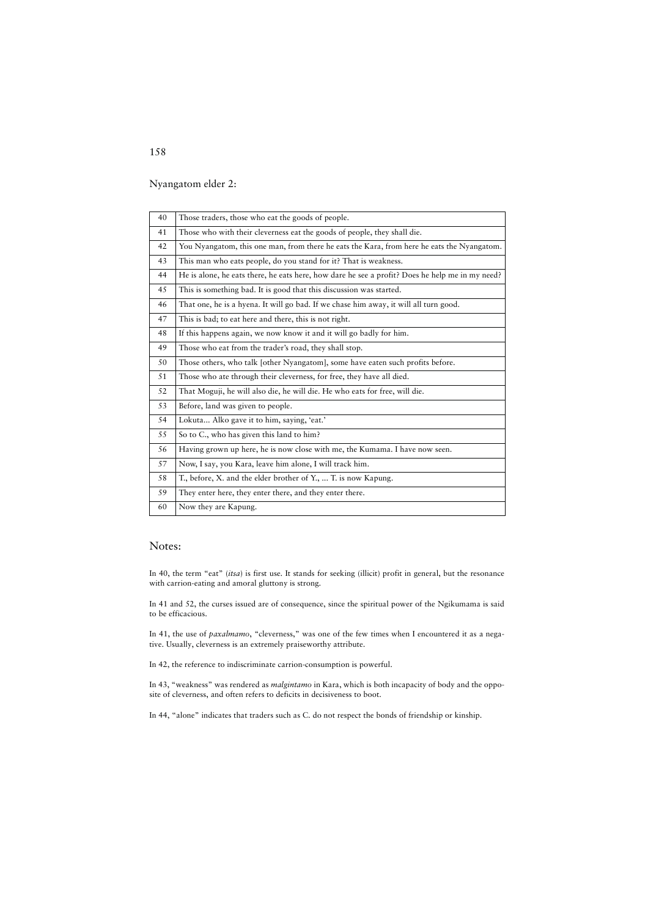Nyangatom elder 2:

| | |
|---|---|
| 40 | Those traders, those who eat the goods of people. |
| 41 | Those who with their cleverness eat the goods of people, they shall die. |
| 42 | You Nyangatom, this one man, from there he eats the Kara, from here he eats the Nyangatom. |
| 43 | This man who eats people, do you stand for it? That is weakness. |
| 44 | He is alone, he eats there, he eats here, how dare he see a profit? Does he help me in my need? |
| 45 | This is something bad. It is good that this discussion was started. |
| 46 | That one, he is a hyena. It will go bad. If we chase him away, it will all turn good. |
| 47 | This is bad; to eat here and there, this is not right. |
| 48 | If this happens again, we now know it and it will go badly for him. |
| 49 | Those who eat from the trader's road, they shall stop. |
| 50 | Those others, who talk [other Nyangatom], some have eaten such profits before. |
| 51 | Those who ate through their cleverness, for free, they have all died. |
| 52 | That Moguji, he will also die, he will die. He who eats for free, will die. |
| 53 | Before, land was given to people. |
| 54 | Lokuta... Alko gave it to him, saying, 'eat.' |
| 55 | So to C., who has given this land to him? |
| 56 | Having grown up here, he is now close with me, the Kumama. I have now seen. |
| 57 | Now, I say, you Kara, leave him alone, I will track him. |
| 58 | T., before, X. and the elder brother of Y., ... T. is now Kapung. |
| 59 | They enter here, they enter there, and they enter there. |
| 60 | Now they are Kapung. |

## Notes:

In 40, the term "eat" (*itsa*) is first use. It stands for seeking (illicit) profit in general, but the resonance with carrion-eating and amoral gluttony is strong.

In 41 and 52, the curses issued are of consequence, since the spiritual power of the Ngikumama is said to be efficacious.

In 41, the use of *paxalmamo*, "cleverness," was one of the few times when I encountered it as a negative. Usually, cleverness is an extremely praiseworthy attribute.

In 42, the reference to indiscriminate carrion-consumption is powerful.

In 43, "weakness" was rendered as *malgintamo* in Kara, which is both incapacity of body and the opposite of cleverness, and often refers to deficits in decisiveness to boot.

In 44, "alone" indicates that traders such as C. do not respect the bonds of friendship or kinship.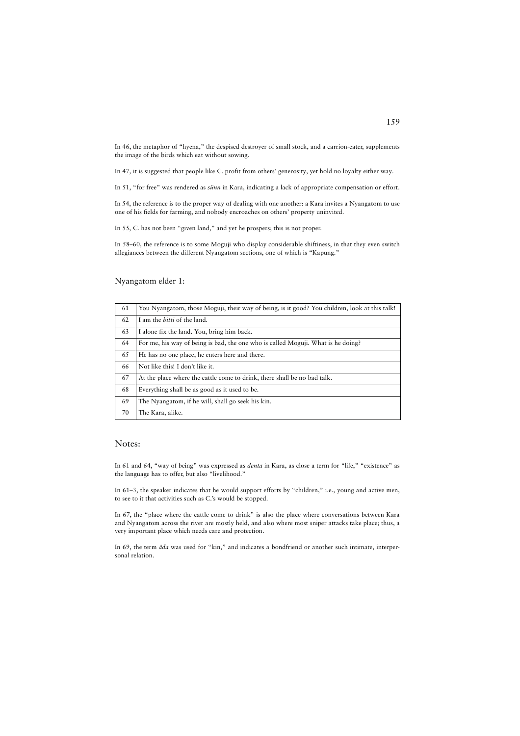In 46, the metaphor of "hyena," the despised destroyer of small stock, and a carrion-eater, supplements the image of the birds which eat without sowing.

In 47, it is suggested that people like C. profit from others' generosity, yet hold no loyalty either way.

In 51, "for free" was rendered as *sünn* in Kara, indicating a lack of appropriate compensation or effort.

In 54, the reference is to the proper way of dealing with one another: a Kara invites a Nyangatom to use one of his fields for farming, and nobody encroaches on others' property uninvited.

In 55, C. has not been "given land," and yet he prospers; this is not proper.

In 58–60, the reference is to some Moguji who display considerable shiftiness, in that they even switch allegiances between the different Nyangatom sections, one of which is "Kapung."

## Nyangatom elder 1:

| | |
|---|---|
| 61 | You Nyangatom, those Moguji, their way of being, is it good? You children, look at this talk! |
| 62 | I am the *bitti* of the land. |
| 63 | I alone fix the land. You, bring him back. |
| 64 | For me, his way of being is bad, the one who is called Moguji. What is he doing? |
| 65 | He has no one place, he enters here and there. |
| 66 | Not like this! I don't like it. |
| 67 | At the place where the cattle come to drink, there shall be no bad talk. |
| 68 | Everything shall be as good as it used to be. |
| 69 | The Nyangatom, if he will, shall go seek his kin. |
| 70 | The Kara, alike. |

## Notes:

In 61 and 64, "way of being" was expressed as *denta* in Kara, as close a term for "life," "existence" as the language has to offer, but also "livelihood."

In 61–3, the speaker indicates that he would support efforts by "children," i.e., young and active men, to see to it that activities such as C.'s would be stopped.

In 67, the "place where the cattle come to drink" is also the place where conversations between Kara and Nyangatom across the river are mostly held, and also where most sniper attacks take place; thus, a very important place which needs care and protection.

In 69, the term *äda* was used for "kin," and indicates a bondfriend or another such intimate, interpersonal relation.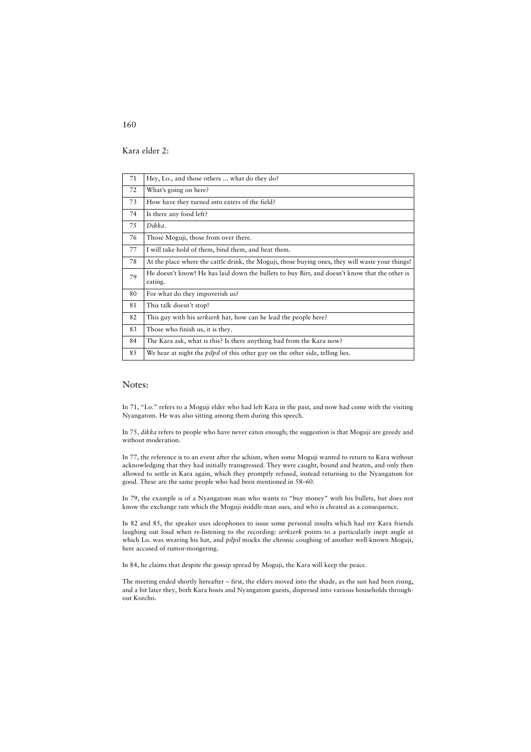Kara elder 2:

| | |
|---|---|
| 71 | Hey, Lo., and those others ... what do they do? |
| 72 | What's going on here? |
| 73 | How have they turned into eaters of the field? |
| 74 | Is there any food left? |
| 75 | *Dikka.* |
| 76 | Those Moguji, those from over there. |
| 77 | I will take hold of them, bind them, and beat them. |
| 78 | At the place where the cattle drink, the Moguji, those buying ones, they will waste your things! |
| 79 | He doesn't know! He has laid down the bullets to buy Birr, and doesn't know that the other is eating. |
| 80 | For what do they impoverish us? |
| 81 | This talk doesn't stop! |
| 82 | This guy with his *serkserk* hat, how can he lead the people here? |
| 83 | Those who finish us, it is they. |
| 84 | The Kara ask, what is this? Is there anything bad from the Kara now? |
| 85 | We hear at night the *pilpil* of this other guy on the other side, telling lies. |

## Notes:

In 71, "Lo." refers to a Moguji elder who had left Kara in the past, and now had come with the visiting Nyangatom. He was also sitting among them during this speech.

In 75, *dikka* refers to people who have never eaten enough; the suggestion is that Moguji are greedy and without moderation.

In 77, the reference is to an event after the schism, when some Moguji wanted to return to Kara without acknowledging that they had initially transgressed. They were caught, bound and beaten, and only then allowed to settle in Kara again, which they promptly refused, instead returning to the Nyangatom for good. These are the same people who had been mentioned in 58–60.

In 79, the example is of a Nyangatom man who wants to "buy money" with his bullets, but does not know the exchange rate which the Moguji middle-man uses, and who is cheated as a consequence.

In 82 and 85, the speaker uses ideophones to issue some personal insults which had my Kara friends laughing out loud when re-listening to the recording: *serkserk* points to a particularly inept angle at which Lo. was wearing his hat, and *pilpil* mocks the chronic coughing of another well-known Moguji, here accused of rumor-mongering.

In 84, he claims that despite the gossip spread by Moguji, the Kara will keep the peace.

The meeting ended shortly hereafter – first, the elders moved into the shade, as the sun had been rising, and a bit later they, both Kara hosts and Nyangatom guests, dispersed into various households throughout Korcho.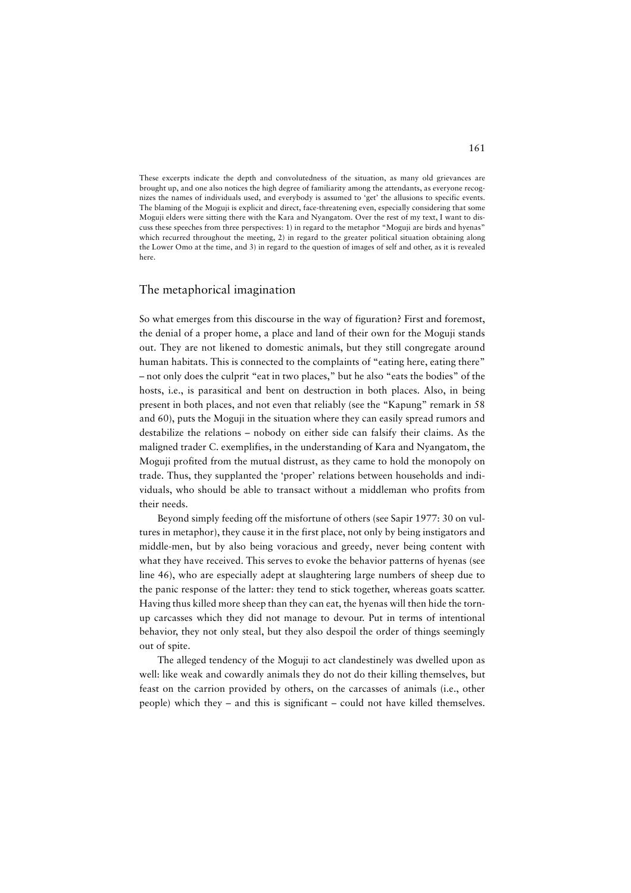These excerpts indicate the depth and convolutedness of the situation, as many old grievances are brought up, and one also notices the high degree of familiarity among the attendants, as everyone recognizes the names of individuals used, and everybody is assumed to 'get' the allusions to specific events. The blaming of the Moguji is explicit and direct, face-threatening even, especially considering that some Moguji elders were sitting there with the Kara and Nyangatom. Over the rest of my text, I want to discuss these speeches from three perspectives: 1) in regard to the metaphor "Moguji are birds and hyenas" which recurred throughout the meeting, 2) in regard to the greater political situation obtaining along the Lower Omo at the time, and 3) in regard to the question of images of self and other, as it is revealed here.

## The metaphorical imagination

So what emerges from this discourse in the way of figuration? First and foremost, the denial of a proper home, a place and land of their own for the Moguji stands out. They are not likened to domestic animals, but they still congregate around human habitats. This is connected to the complaints of "eating here, eating there" – not only does the culprit "eat in two places," but he also "eats the bodies" of the hosts, i.e., is parasitical and bent on destruction in both places. Also, in being present in both places, and not even that reliably (see the "Kapung" remark in 58 and 60), puts the Moguji in the situation where they can easily spread rumors and destabilize the relations – nobody on either side can falsify their claims. As the maligned trader C. exemplifies, in the understanding of Kara and Nyangatom, the Moguji profited from the mutual distrust, as they came to hold the monopoly on trade. Thus, they supplanted the 'proper' relations between households and individuals, who should be able to transact without a middleman who profits from their needs.

Beyond simply feeding off the misfortune of others (see Sapir 1977: 30 on vultures in metaphor), they cause it in the first place, not only by being instigators and middle-men, but by also being voracious and greedy, never being content with what they have received. This serves to evoke the behavior patterns of hyenas (see line 46), who are especially adept at slaughtering large numbers of sheep due to the panic response of the latter: they tend to stick together, whereas goats scatter. Having thus killed more sheep than they can eat, the hyenas will then hide the torn-up carcasses which they did not manage to devour. Put in terms of intentional behavior, they not only steal, but they also despoil the order of things seemingly out of spite.

The alleged tendency of the Moguji to act clandestinely was dwelled upon as well: like weak and cowardly animals they do not do their killing themselves, but feast on the carrion provided by others, on the carcasses of animals (i.e., other people) which they – and this is significant – could not have killed themselves.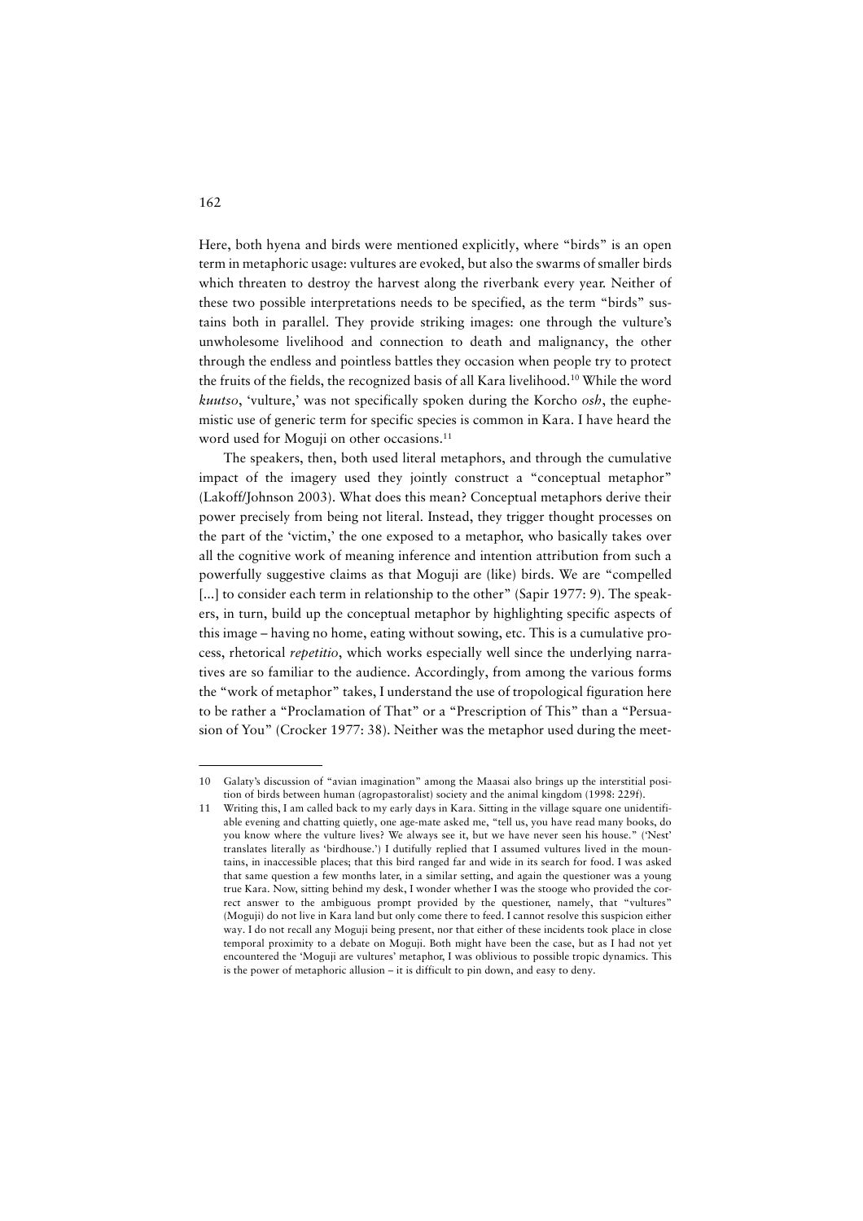Here, both hyena and birds were mentioned explicitly, where "birds" is an open term in metaphoric usage: vultures are evoked, but also the swarms of smaller birds which threaten to destroy the harvest along the riverbank every year. Neither of these two possible interpretations needs to be specified, as the term "birds" sustains both in parallel. They provide striking images: one through the vulture's unwholesome livelihood and connection to death and malignancy, the other through the endless and pointless battles they occasion when people try to protect the fruits of the fields, the recognized basis of all Kara livelihood.[10] While the word *kuutso*, 'vulture,' was not specifically spoken during the Korcho *osh*, the euphemistic use of generic term for specific species is common in Kara. I have heard the word used for Moguji on other occasions.[11]

The speakers, then, both used literal metaphors, and through the cumulative impact of the imagery used they jointly construct a "conceptual metaphor" (Lakoff/Johnson 2003). What does this mean? Conceptual metaphors derive their power precisely from being not literal. Instead, they trigger thought processes on the part of the 'victim,' the one exposed to a metaphor, who basically takes over all the cognitive work of meaning inference and intention attribution from such a powerfully suggestive claims as that Moguji are (like) birds. We are "compelled [...] to consider each term in relationship to the other" (Sapir 1977: 9). The speakers, in turn, build up the conceptual metaphor by highlighting specific aspects of this image – having no home, eating without sowing, etc. This is a cumulative process, rhetorical *repetitio*, which works especially well since the underlying narratives are so familiar to the audience. Accordingly, from among the various forms the "work of metaphor" takes, I understand the use of tropological figuration here to be rather a "Proclamation of That" or a "Prescription of This" than a "Persuasion of You" (Crocker 1977: 38). Neither was the metaphor used during the meet-

---

10 Galaty's discussion of "avian imagination" among the Maasai also brings up the interstitial position of birds between human (agropastoralist) society and the animal kingdom (1998: 229f).

11 Writing this, I am called back to my early days in Kara. Sitting in the village square one unidentifiable evening and chatting quietly, one age-mate asked me, "tell us, you have read many books, do you know where the vulture lives? We always see it, but we have never seen his house." ('Nest' translates literally as 'birdhouse.') I dutifully replied that I assumed vultures lived in the mountains, in inaccessible places; that this bird ranged far and wide in its search for food. I was asked that same question a few months later, in a similar setting, and again the questioner was a young true Kara. Now, sitting behind my desk, I wonder whether I was the stooge who provided the correct answer to the ambiguous prompt provided by the questioner, namely, that "vultures" (Moguji) do not live in Kara land but only come there to feed. I cannot resolve this suspicion either way. I do not recall any Moguji being present, nor that either of these incidents took place in close temporal proximity to a debate on Moguji. Both might have been the case, but as I had not yet encountered the 'Moguji are vultures' metaphor, I was oblivious to possible tropic dynamics. This is the power of metaphoric allusion – it is difficult to pin down, and easy to deny.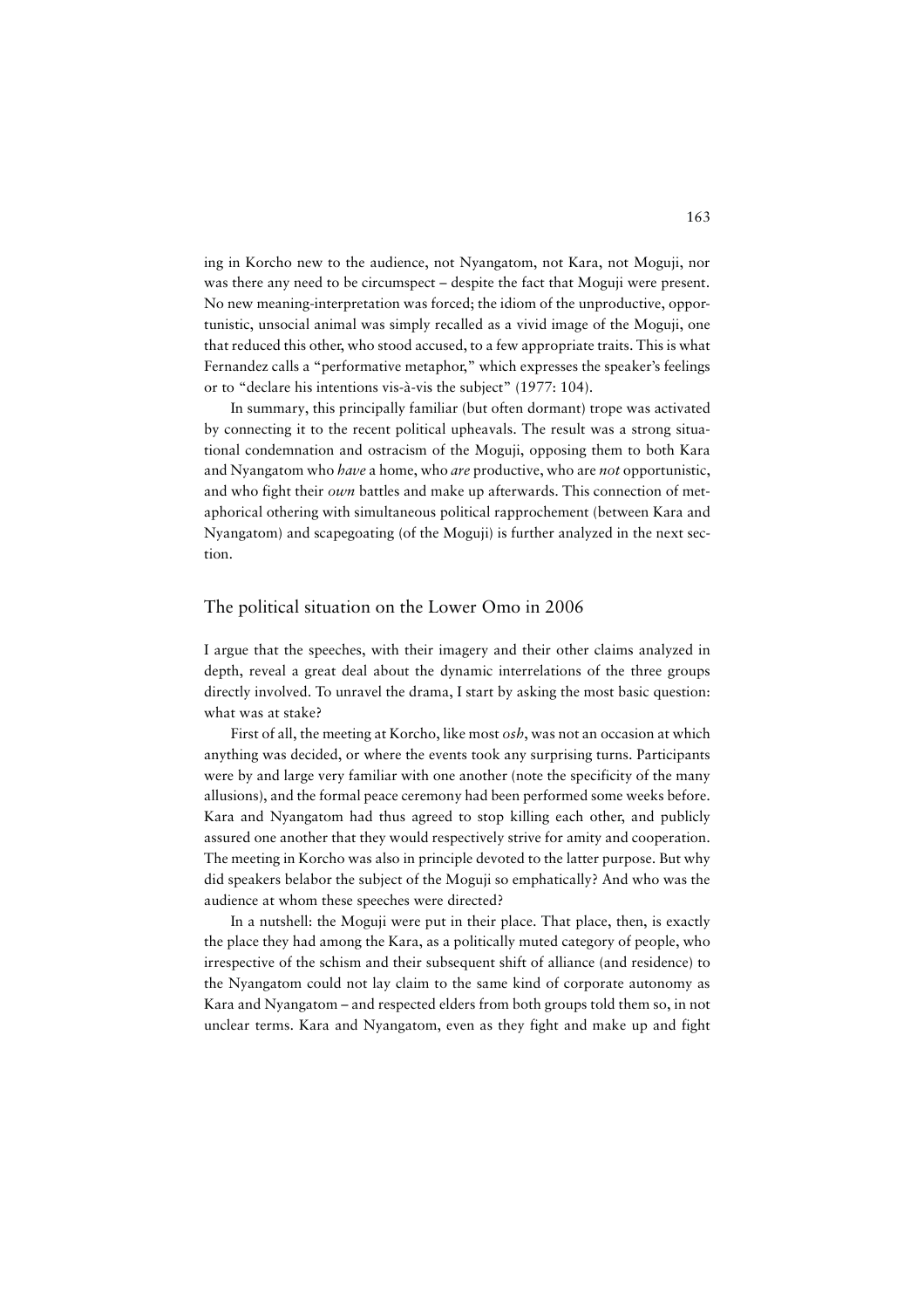ing in Korcho new to the audience, not Nyangatom, not Kara, not Moguji, nor was there any need to be circumspect – despite the fact that Moguji were present. No new meaning-interpretation was forced; the idiom of the unproductive, opportunistic, unsocial animal was simply recalled as a vivid image of the Moguji, one that reduced this other, who stood accused, to a few appropriate traits. This is what Fernandez calls a "performative metaphor," which expresses the speaker's feelings or to "declare his intentions vis-à-vis the subject" (1977: 104).

In summary, this principally familiar (but often dormant) trope was activated by connecting it to the recent political upheavals. The result was a strong situational condemnation and ostracism of the Moguji, opposing them to both Kara and Nyangatom who *have* a home, who *are* productive, who are *not* opportunistic, and who fight their *own* battles and make up afterwards. This connection of metaphorical othering with simultaneous political rapprochement (between Kara and Nyangatom) and scapegoating (of the Moguji) is further analyzed in the next section.

## The political situation on the Lower Omo in 2006

I argue that the speeches, with their imagery and their other claims analyzed in depth, reveal a great deal about the dynamic interrelations of the three groups directly involved. To unravel the drama, I start by asking the most basic question: what was at stake?

First of all, the meeting at Korcho, like most *osh*, was not an occasion at which anything was decided, or where the events took any surprising turns. Participants were by and large very familiar with one another (note the specificity of the many allusions), and the formal peace ceremony had been performed some weeks before. Kara and Nyangatom had thus agreed to stop killing each other, and publicly assured one another that they would respectively strive for amity and cooperation. The meeting in Korcho was also in principle devoted to the latter purpose. But why did speakers belabor the subject of the Moguji so emphatically? And who was the audience at whom these speeches were directed?

In a nutshell: the Moguji were put in their place. That place, then, is exactly the place they had among the Kara, as a politically muted category of people, who irrespective of the schism and their subsequent shift of alliance (and residence) to the Nyangatom could not lay claim to the same kind of corporate autonomy as Kara and Nyangatom – and respected elders from both groups told them so, in not unclear terms. Kara and Nyangatom, even as they fight and make up and fight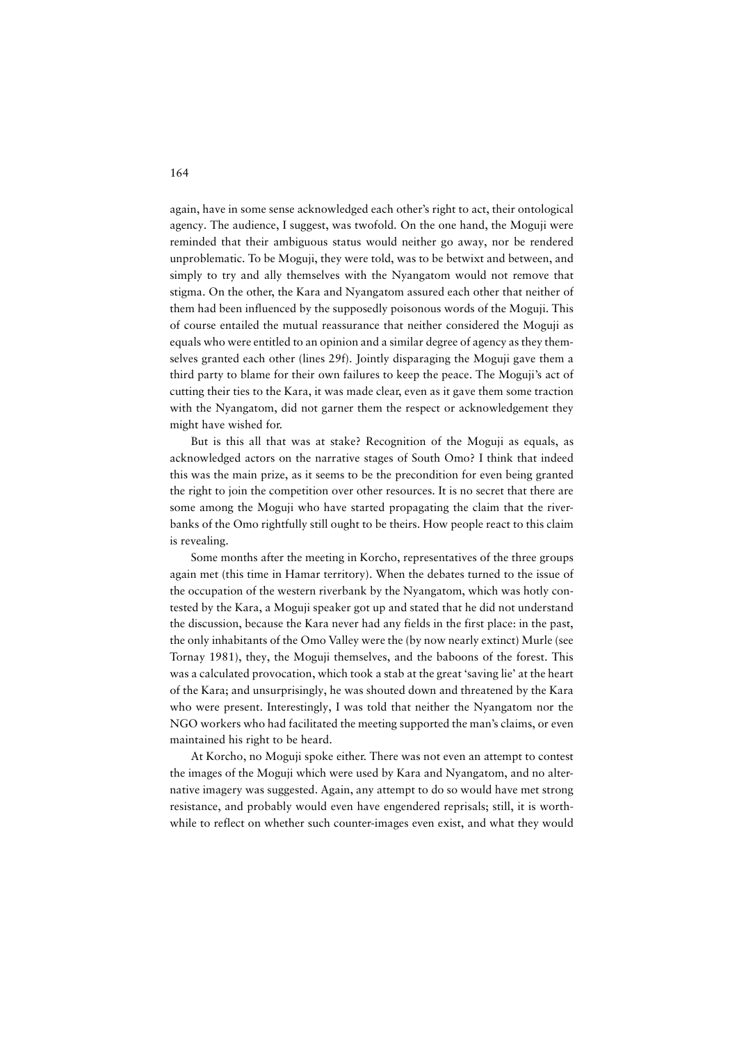again, have in some sense acknowledged each other's right to act, their ontological agency. The audience, I suggest, was twofold. On the one hand, the Moguji were reminded that their ambiguous status would neither go away, nor be rendered unproblematic. To be Moguji, they were told, was to be betwixt and between, and simply to try and ally themselves with the Nyangatom would not remove that stigma. On the other, the Kara and Nyangatom assured each other that neither of them had been influenced by the supposedly poisonous words of the Moguji. This of course entailed the mutual reassurance that neither considered the Moguji as equals who were entitled to an opinion and a similar degree of agency as they themselves granted each other (lines 29f). Jointly disparaging the Moguji gave them a third party to blame for their own failures to keep the peace. The Moguji's act of cutting their ties to the Kara, it was made clear, even as it gave them some traction with the Nyangatom, did not garner them the respect or acknowledgement they might have wished for.

But is this all that was at stake? Recognition of the Moguji as equals, as acknowledged actors on the narrative stages of South Omo? I think that indeed this was the main prize, as it seems to be the precondition for even being granted the right to join the competition over other resources. It is no secret that there are some among the Moguji who have started propagating the claim that the riverbanks of the Omo rightfully still ought to be theirs. How people react to this claim is revealing.

Some months after the meeting in Korcho, representatives of the three groups again met (this time in Hamar territory). When the debates turned to the issue of the occupation of the western riverbank by the Nyangatom, which was hotly contested by the Kara, a Moguji speaker got up and stated that he did not understand the discussion, because the Kara never had any fields in the first place: in the past, the only inhabitants of the Omo Valley were the (by now nearly extinct) Murle (see Tornay 1981), they, the Moguji themselves, and the baboons of the forest. This was a calculated provocation, which took a stab at the great 'saving lie' at the heart of the Kara; and unsurprisingly, he was shouted down and threatened by the Kara who were present. Interestingly, I was told that neither the Nyangatom nor the NGO workers who had facilitated the meeting supported the man's claims, or even maintained his right to be heard.

At Korcho, no Moguji spoke either. There was not even an attempt to contest the images of the Moguji which were used by Kara and Nyangatom, and no alternative imagery was suggested. Again, any attempt to do so would have met strong resistance, and probably would even have engendered reprisals; still, it is worthwhile to reflect on whether such counter-images even exist, and what they would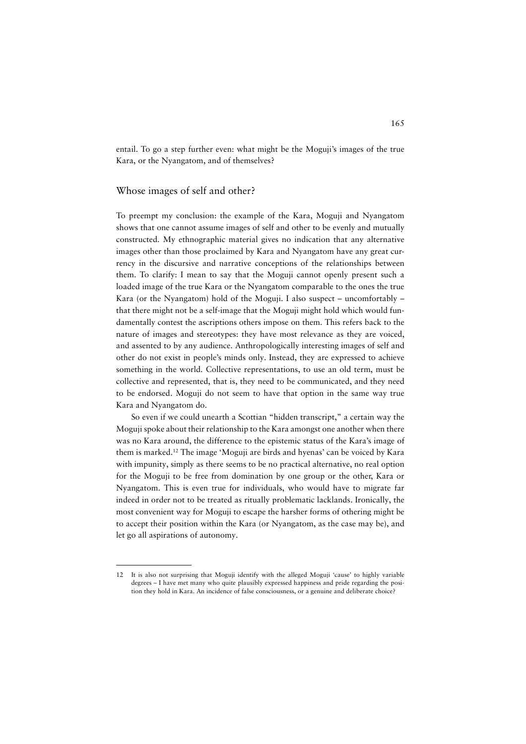entail. To go a step further even: what might be the Moguji's images of the true Kara, or the Nyangatom, and of themselves?

## Whose images of self and other?

To preempt my conclusion: the example of the Kara, Moguji and Nyangatom shows that one cannot assume images of self and other to be evenly and mutually constructed. My ethnographic material gives no indication that any alternative images other than those proclaimed by Kara and Nyangatom have any great currency in the discursive and narrative conceptions of the relationships between them. To clarify: I mean to say that the Moguji cannot openly present such a loaded image of the true Kara or the Nyangatom comparable to the ones the true Kara (or the Nyangatom) hold of the Moguji. I also suspect – uncomfortably – that there might not be a self-image that the Moguji might hold which would fundamentally contest the ascriptions others impose on them. This refers back to the nature of images and stereotypes: they have most relevance as they are voiced, and assented to by any audience. Anthropologically interesting images of self and other do not exist in people's minds only. Instead, they are expressed to achieve something in the world. Collective representations, to use an old term, must be collective and represented, that is, they need to be communicated, and they need to be endorsed. Moguji do not seem to have that option in the same way true Kara and Nyangatom do.

So even if we could unearth a Scottian "hidden transcript," a certain way the Moguji spoke about their relationship to the Kara amongst one another when there was no Kara around, the difference to the epistemic status of the Kara's image of them is marked.[12] The image 'Moguji are birds and hyenas' can be voiced by Kara with impunity, simply as there seems to be no practical alternative, no real option for the Moguji to be free from domination by one group or the other, Kara or Nyangatom. This is even true for individuals, who would have to migrate far indeed in order not to be treated as ritually problematic lacklands. Ironically, the most convenient way for Moguji to escape the harsher forms of othering might be to accept their position within the Kara (or Nyangatom, as the case may be), and let go all aspirations of autonomy.

---

12 It is also not surprising that Moguji identify with the alleged Moguji 'cause' to highly variable degrees – I have met many who quite plausibly expressed happiness and pride regarding the position they hold in Kara. An incidence of false consciousness, or a genuine and deliberate choice?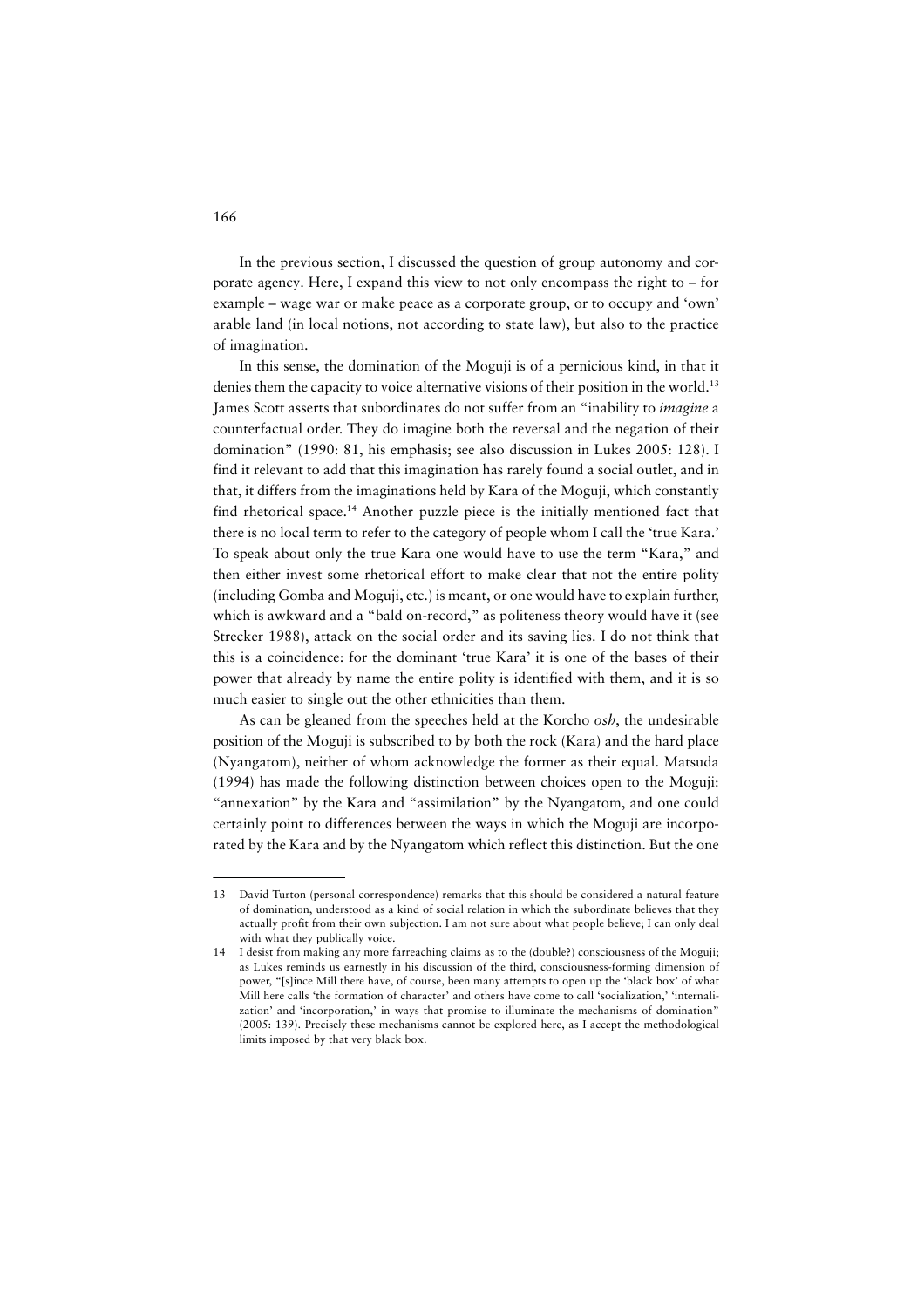In the previous section, I discussed the question of group autonomy and corporate agency. Here, I expand this view to not only encompass the right to – for example – wage war or make peace as a corporate group, or to occupy and 'own' arable land (in local notions, not according to state law), but also to the practice of imagination.

In this sense, the domination of the Moguji is of a pernicious kind, in that it denies them the capacity to voice alternative visions of their position in the world.[13] James Scott asserts that subordinates do not suffer from an "inability to *imagine* a counterfactual order. They do imagine both the reversal and the negation of their domination" (1990: 81, his emphasis; see also discussion in Lukes 2005: 128). I find it relevant to add that this imagination has rarely found a social outlet, and in that, it differs from the imaginations held by Kara of the Moguji, which constantly find rhetorical space.[14] Another puzzle piece is the initially mentioned fact that there is no local term to refer to the category of people whom I call the 'true Kara.' To speak about only the true Kara one would have to use the term "Kara," and then either invest some rhetorical effort to make clear that not the entire polity (including Gomba and Moguji, etc.) is meant, or one would have to explain further, which is awkward and a "bald on-record," as politeness theory would have it (see Strecker 1988), attack on the social order and its saving lies. I do not think that this is a coincidence: for the dominant 'true Kara' it is one of the bases of their power that already by name the entire polity is identified with them, and it is so much easier to single out the other ethnicities than them.

As can be gleaned from the speeches held at the Korcho *osh*, the undesirable position of the Moguji is subscribed to by both the rock (Kara) and the hard place (Nyangatom), neither of whom acknowledge the former as their equal. Matsuda (1994) has made the following distinction between choices open to the Moguji: "annexation" by the Kara and "assimilation" by the Nyangatom, and one could certainly point to differences between the ways in which the Moguji are incorporated by the Kara and by the Nyangatom which reflect this distinction. But the one

---

13 David Turton (personal correspondence) remarks that this should be considered a natural feature of domination, understood as a kind of social relation in which the subordinate believes that they actually profit from their own subjection. I am not sure about what people believe; I can only deal with what they publically voice.

14 I desist from making any more farreaching claims as to the (double?) consciousness of the Moguji; as Lukes reminds us earnestly in his discussion of the third, consciousness-forming dimension of power, "[s]ince Mill there have, of course, been many attempts to open up the 'black box' of what Mill here calls 'the formation of character' and others have come to call 'socialization,' 'internalization' and 'incorporation,' in ways that promise to illuminate the mechanisms of domination" (2005: 139). Precisely these mechanisms cannot be explored here, as I accept the methodological limits imposed by that very black box.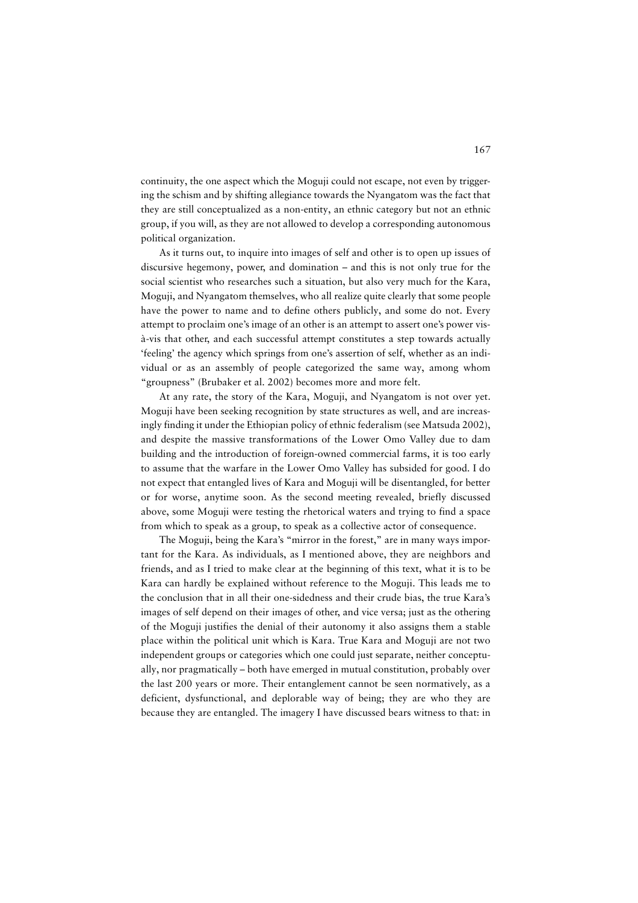continuity, the one aspect which the Moguji could not escape, not even by triggering the schism and by shifting allegiance towards the Nyangatom was the fact that they are still conceptualized as a non-entity, an ethnic category but not an ethnic group, if you will, as they are not allowed to develop a corresponding autonomous political organization.

As it turns out, to inquire into images of self and other is to open up issues of discursive hegemony, power, and domination – and this is not only true for the social scientist who researches such a situation, but also very much for the Kara, Moguji, and Nyangatom themselves, who all realize quite clearly that some people have the power to name and to define others publicly, and some do not. Every attempt to proclaim one's image of an other is an attempt to assert one's power vis-à-vis that other, and each successful attempt constitutes a step towards actually 'feeling' the agency which springs from one's assertion of self, whether as an individual or as an assembly of people categorized the same way, among whom "groupness" (Brubaker et al. 2002) becomes more and more felt.

At any rate, the story of the Kara, Moguji, and Nyangatom is not over yet. Moguji have been seeking recognition by state structures as well, and are increasingly finding it under the Ethiopian policy of ethnic federalism (see Matsuda 2002), and despite the massive transformations of the Lower Omo Valley due to dam building and the introduction of foreign-owned commercial farms, it is too early to assume that the warfare in the Lower Omo Valley has subsided for good. I do not expect that entangled lives of Kara and Moguji will be disentangled, for better or for worse, anytime soon. As the second meeting revealed, briefly discussed above, some Moguji were testing the rhetorical waters and trying to find a space from which to speak as a group, to speak as a collective actor of consequence.

The Moguji, being the Kara's "mirror in the forest," are in many ways important for the Kara. As individuals, as I mentioned above, they are neighbors and friends, and as I tried to make clear at the beginning of this text, what it is to be Kara can hardly be explained without reference to the Moguji. This leads me to the conclusion that in all their one-sidedness and their crude bias, the true Kara's images of self depend on their images of other, and vice versa; just as the othering of the Moguji justifies the denial of their autonomy it also assigns them a stable place within the political unit which is Kara. True Kara and Moguji are not two independent groups or categories which one could just separate, neither conceptually, nor pragmatically – both have emerged in mutual constitution, probably over the last 200 years or more. Their entanglement cannot be seen normatively, as a deficient, dysfunctional, and deplorable way of being; they are who they are because they are entangled. The imagery I have discussed bears witness to that: in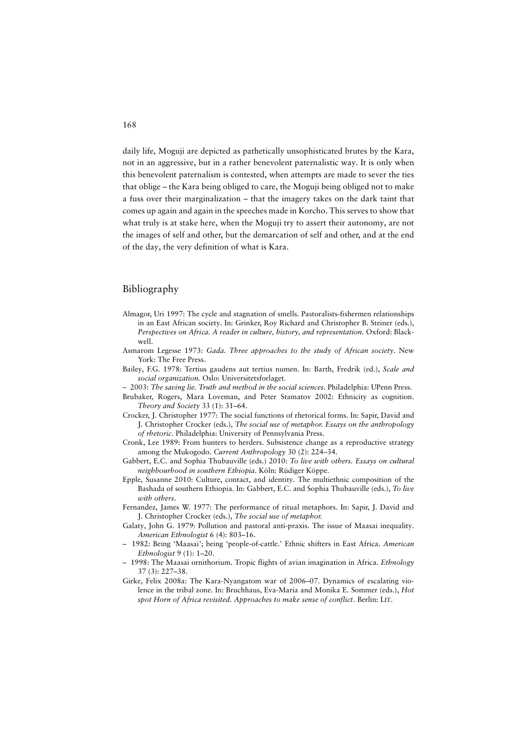daily life, Moguji are depicted as pathetically unsophisticated brutes by the Kara, not in an aggressive, but in a rather benevolent paternalistic way. It is only when this benevolent paternalism is contested, when attempts are made to sever the ties that oblige – the Kara being obliged to care, the Moguji being obliged not to make a fuss over their marginalization – that the imagery takes on the dark taint that comes up again and again in the speeches made in Korcho. This serves to show that what truly is at stake here, when the Moguji try to assert their autonomy, are not the images of self and other, but the demarcation of self and other, and at the end of the day, the very definition of what is Kara.

## Bibliography

Almagor, Uri 1997: The cycle and stagnation of smells. Pastoralists-fishermen relationships in an East African society. In: Grinker, Roy Richard and Christopher B. Steiner (eds.), *Perspectives on Africa. A reader in culture, history, and representation.* Oxford: Blackwell.

Asmarom Legesse 1973: *Gada. Three approaches to the study of African society*. New York: The Free Press.

Bailey, F.G. 1978: Tertius gaudens aut tertius numen. In: Barth, Fredrik (ed.), *Scale and social organization.* Oslo: Universitetsforlaget.

– 2003: *The saving lie. Truth and method in the social sciences*. Philadelphia: UPenn Press.

Brubaker, Rogers, Mara Loveman, and Peter Stamatov 2002: Ethnicity as cognition. *Theory and Society* 33 (1): 31–64.

Crocker, J. Christopher 1977: The social functions of rhetorical forms. In: Sapir, David and J. Christopher Crocker (eds.), *The social use of metaphor. Essays on the anthropology of rhetoric*. Philadelphia: University of Pennsylvania Press.

Cronk, Lee 1989: From hunters to herders. Subsistence change as a reproductive strategy among the Mukogodo. *Current Anthropology* 30 (2): 224–34.

Gabbert, E.C. and Sophia Thubauville (eds.) 2010: *To live with others. Essays on cultural neighbourhood in southern Ethiopia*. Köln: Rüdiger Köppe.

Epple, Susanne 2010: Culture, contact, and identity. The multiethnic composition of the Bashada of southern Ethiopia. In: Gabbert, E.C. and Sophia Thubauville (eds.), *To live with others*.

Fernandez, James W. 1977: The performance of ritual metaphors. In: Sapir, J. David and J. Christopher Crocker (eds.), *The social use of metaphor.*

Galaty, John G. 1979: Pollution and pastoral anti-praxis. The issue of Maasai inequality. *American Ethnologist* 6 (4): 803–16.

– 1982: Being 'Maasai'; being 'people-of-cattle.' Ethnic shifters in East Africa. *American Ethnologist* 9 (1): 1–20.

– 1998: The Maasai ornithorium. Tropic flights of avian imagination in Africa. *Ethnology* 37 (3): 227–38.

Girke, Felix 2008a: The Kara-Nyangatom war of 2006–07. Dynamics of escalating violence in the tribal zone. In: Bruchhaus, Eva-Maria and Monika E. Sommer (eds.), *Hot spot Horn of Africa revisited. Approaches to make sense of conflict*. Berlin: LIT.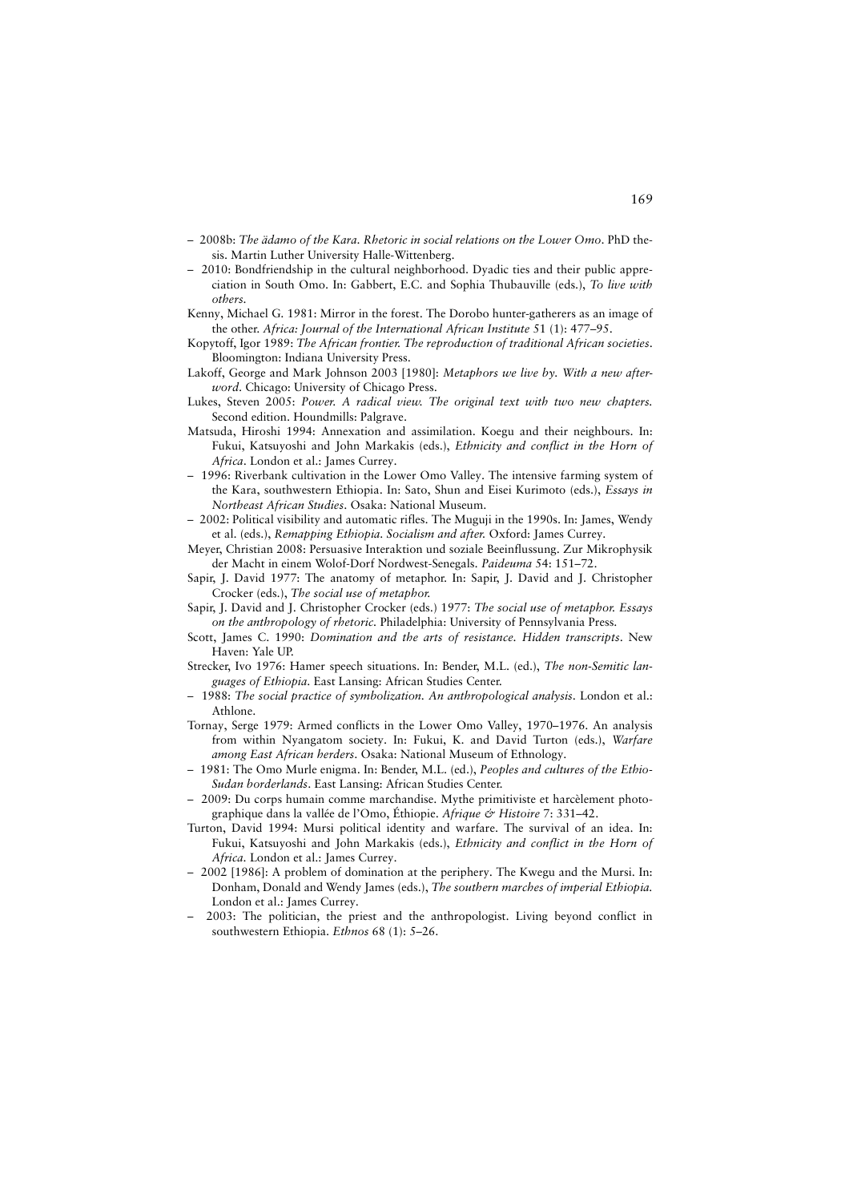– 2008b: *The ädamo of the Kara. Rhetoric in social relations on the Lower Omo*. PhD thesis. Martin Luther University Halle-Wittenberg.

– 2010: Bondfriendship in the cultural neighborhood. Dyadic ties and their public appreciation in South Omo. In: Gabbert, E.C. and Sophia Thubauville (eds.), *To live with others*.

Kenny, Michael G. 1981: Mirror in the forest. The Dorobo hunter-gatherers as an image of the other. *Africa: Journal of the International African Institute* 51 (1): 477–95.

Kopytoff, Igor 1989: *The African frontier. The reproduction of traditional African societies*. Bloomington: Indiana University Press.

Lakoff, George and Mark Johnson 2003 [1980]: *Metaphors we live by. With a new afterword*. Chicago: University of Chicago Press.

Lukes, Steven 2005: *Power. A radical view. The original text with two new chapters.* Second edition. Houndmills: Palgrave.

Matsuda, Hiroshi 1994: Annexation and assimilation. Koegu and their neighbours. In: Fukui, Katsuyoshi and John Markakis (eds.), *Ethnicity and conflict in the Horn of Africa*. London et al.: James Currey.

– 1996: Riverbank cultivation in the Lower Omo Valley. The intensive farming system of the Kara, southwestern Ethiopia. In: Sato, Shun and Eisei Kurimoto (eds.), *Essays in Northeast African Studies*. Osaka: National Museum.

– 2002: Political visibility and automatic rifles. The Muguji in the 1990s. In: James, Wendy et al. (eds.), *Remapping Ethiopia. Socialism and after.* Oxford: James Currey.

Meyer, Christian 2008: Persuasive Interaktion und soziale Beeinflussung. Zur Mikrophysik der Macht in einem Wolof-Dorf Nordwest-Senegals. *Paideuma* 54: 151–72.

Sapir, J. David 1977: The anatomy of metaphor. In: Sapir, J. David and J. Christopher Crocker (eds.), *The social use of metaphor.*

Sapir, J. David and J. Christopher Crocker (eds.) 1977: *The social use of metaphor. Essays on the anthropology of rhetoric*. Philadelphia: University of Pennsylvania Press.

Scott, James C. 1990: *Domination and the arts of resistance. Hidden transcripts*. New Haven: Yale UP.

Strecker, Ivo 1976: Hamer speech situations. In: Bender, M.L. (ed.), *The non-Semitic languages of Ethiopia*. East Lansing: African Studies Center.

– 1988: *The social practice of symbolization. An anthropological analysis*. London et al.: Athlone.

Tornay, Serge 1979: Armed conflicts in the Lower Omo Valley, 1970–1976. An analysis from within Nyangatom society. In: Fukui, K. and David Turton (eds.), *Warfare among East African herders*. Osaka: National Museum of Ethnology.

– 1981: The Omo Murle enigma. In: Bender, M.L. (ed.), *Peoples and cultures of the Ethio-Sudan borderlands*. East Lansing: African Studies Center.

– 2009: Du corps humain comme marchandise. Mythe primitiviste et harcèlement photographique dans la vallée de l'Omo, Éthiopie. *Afrique & Histoire* 7: 331–42.

Turton, David 1994: Mursi political identity and warfare. The survival of an idea. In: Fukui, Katsuyoshi and John Markakis (eds.), *Ethnicity and conflict in the Horn of Africa*. London et al.: James Currey.

– 2002 [1986]: A problem of domination at the periphery. The Kwegu and the Mursi. In: Donham, Donald and Wendy James (eds.), *The southern marches of imperial Ethiopia.* London et al.: James Currey.

– 2003: The politician, the priest and the anthropologist. Living beyond conflict in southwestern Ethiopia. *Ethnos* 68 (1): 5–26.